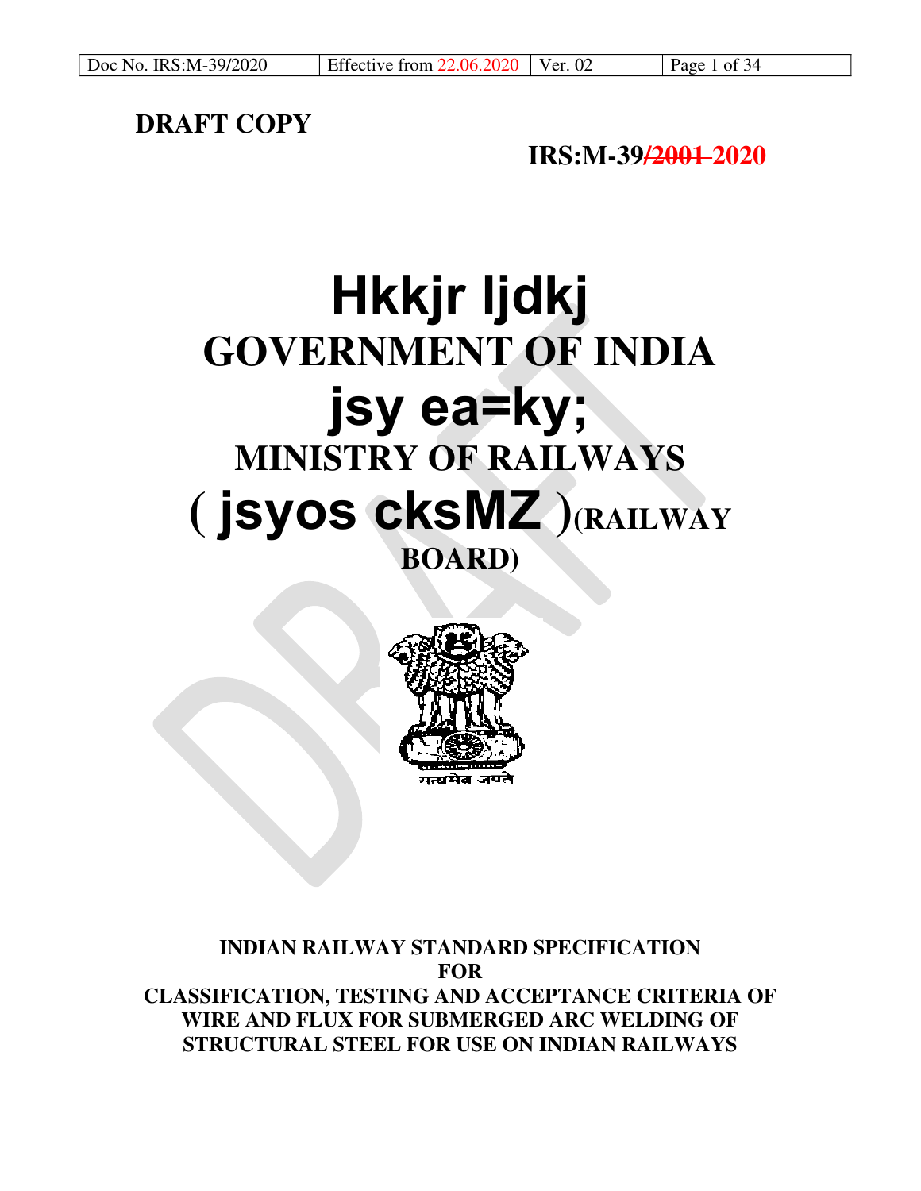**DRAFT COPY**

**IRS:M-39/~~2001~~ 2020**

# Hkkjr ljdkj

# GOVERNMENT OF INDIA

# jsy ea=ky;

## MINISTRY OF RAILWAYS

## ( jsyos cksMZ )(RAILWAY BOARD)

सत्यमेव जयते

**INDIAN RAILWAY STANDARD SPECIFICATION**
**FOR**
**CLASSIFICATION, TESTING AND ACCEPTANCE CRITERIA OF WIRE AND FLUX FOR SUBMERGED ARC WELDING OF STRUCTURAL STEEL FOR USE ON INDIAN RAILWAYS**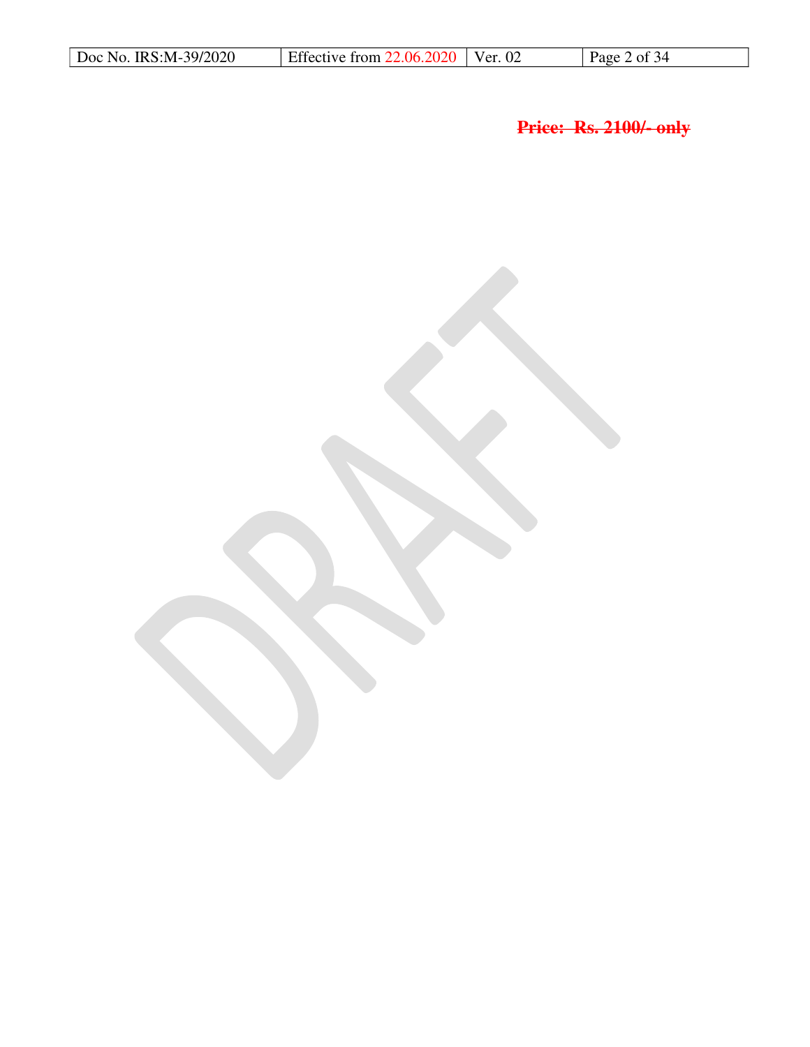~~**Price: Rs. 2100/- only**~~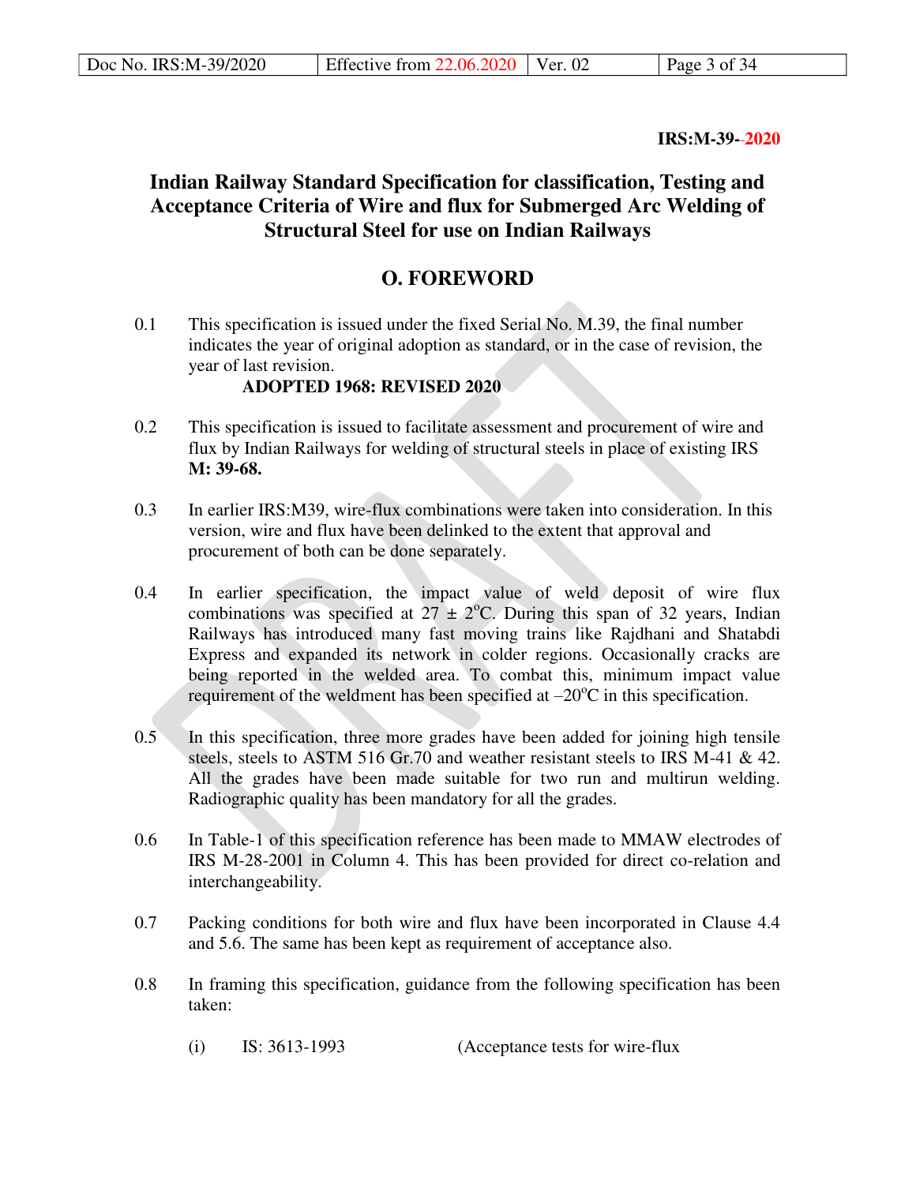**IRS:M-39–2020**

# Indian Railway Standard Specification for classification, Testing and Acceptance Criteria of Wire and flux for Submerged Arc Welding of Structural Steel for use on Indian Railways

## O. FOREWORD

0.1 This specification is issued under the fixed Serial No. M.39, the final number indicates the year of original adoption as standard, or in the case of revision, the year of last revision.

**ADOPTED 1968: REVISED 2020**

0.2 This specification is issued to facilitate assessment and procurement of wire and flux by Indian Railways for welding of structural steels in place of existing IRS **M: 39-68.**

0.3 In earlier IRS:M39, wire-flux combinations were taken into consideration. In this version, wire and flux have been delinked to the extent that approval and procurement of both can be done separately.

0.4 In earlier specification, the impact value of weld deposit of wire flux combinations was specified at $27 \pm 2^{o}C$. During this span of 32 years, Indian Railways has introduced many fast moving trains like Rajdhani and Shatabdi Express and expanded its network in colder regions. Occasionally cracks are being reported in the welded area. To combat this, minimum impact value requirement of the weldment has been specified at $-20^{o}C$ in this specification.

0.5 In this specification, three more grades have been added for joining high tensile steels, steels to ASTM 516 Gr.70 and weather resistant steels to IRS M-41 & 42. All the grades have been made suitable for two run and multirun welding. Radiographic quality has been mandatory for all the grades.

0.6 In Table-1 of this specification reference has been made to MMAW electrodes of IRS M-28-2001 in Column 4. This has been provided for direct co-relation and interchangeability.

0.7 Packing conditions for both wire and flux have been incorporated in Clause 4.4 and 5.6. The same has been kept as requirement of acceptance also.

0.8 In framing this specification, guidance from the following specification has been taken:

(i) IS: 3613-1993 (Acceptance tests for wire-flux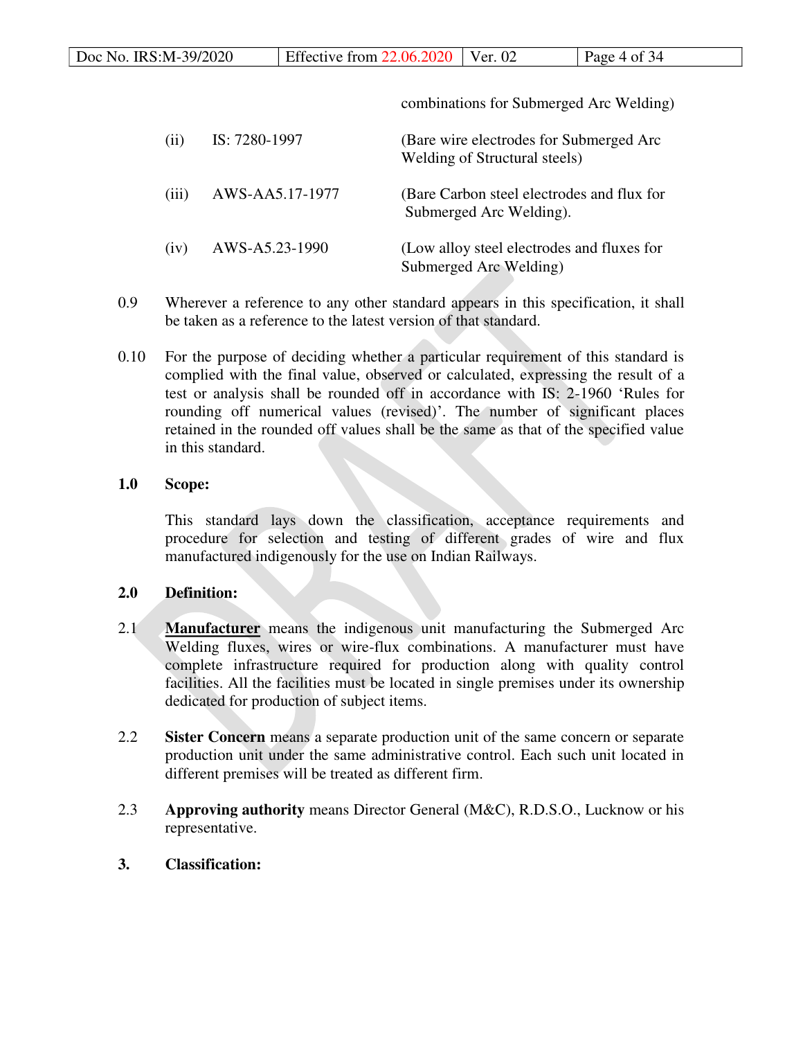combinations for Submerged Arc Welding)

| | | |
|---|---|---|
| (ii) | IS: 7280-1997 | (Bare wire electrodes for Submerged Arc Welding of Structural steels) |
| (iii) | AWS-AA5.17-1977 | (Bare Carbon steel electrodes and flux for Submerged Arc Welding). |
| (iv) | AWS-A5.23-1990 | (Low alloy steel electrodes and fluxes for Submerged Arc Welding) |

0.9 Wherever a reference to any other standard appears in this specification, it shall be taken as a reference to the latest version of that standard.

0.10 For the purpose of deciding whether a particular requirement of this standard is complied with the final value, observed or calculated, expressing the result of a test or analysis shall be rounded off in accordance with IS: 2-1960 'Rules for rounding off numerical values (revised)'. The number of significant places retained in the rounded off values shall be the same as that of the specified value in this standard.

## 1.0 Scope:

This standard lays down the classification, acceptance requirements and procedure for selection and testing of different grades of wire and flux manufactured indigenously for the use on Indian Railways.

## 2.0 Definition:

2.1 **Manufacturer** means the indigenous unit manufacturing the Submerged Arc Welding fluxes, wires or wire-flux combinations. A manufacturer must have complete infrastructure required for production along with quality control facilities. All the facilities must be located in single premises under its ownership dedicated for production of subject items.

2.2 **Sister Concern** means a separate production unit of the same concern or separate production unit under the same administrative control. Each such unit located in different premises will be treated as different firm.

2.3 **Approving authority** means Director General (M&C), R.D.S.O., Lucknow or his representative.

## 3. Classification: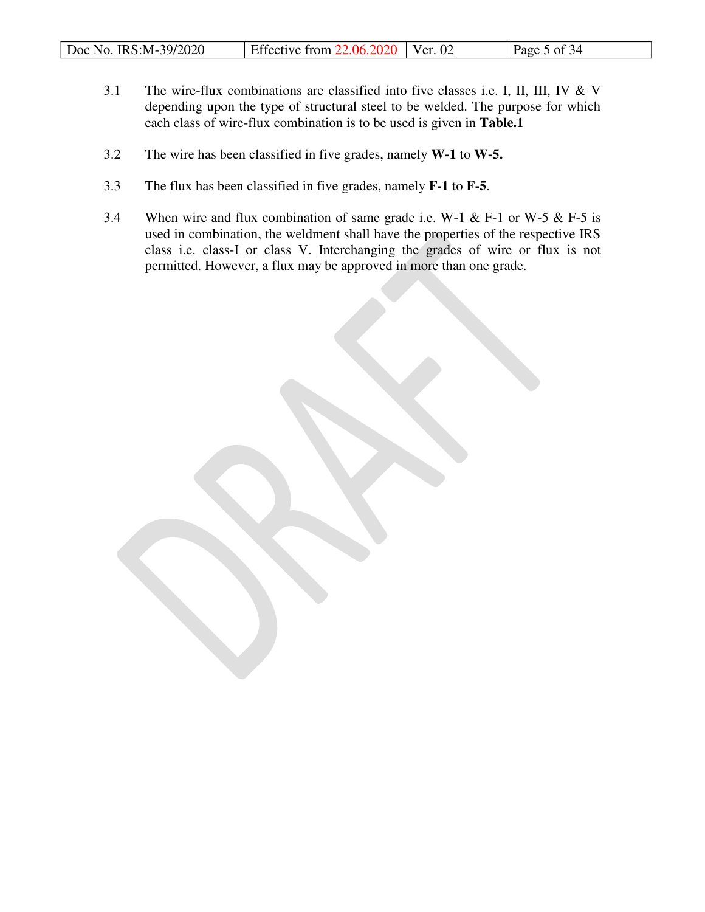3.1 The wire-flux combinations are classified into five classes i.e. I, II, III, IV & V depending upon the type of structural steel to be welded. The purpose for which each class of wire-flux combination is to be used is given in **Table.1**

3.2 The wire has been classified in five grades, namely **W-1** to **W-5.**

3.3 The flux has been classified in five grades, namely **F-1** to **F-5**.

3.4 When wire and flux combination of same grade i.e. W-1 & F-1 or W-5 & F-5 is used in combination, the weldment shall have the properties of the respective IRS class i.e. class-I or class V. Interchanging the grades of wire or flux is not permitted. However, a flux may be approved in more than one grade.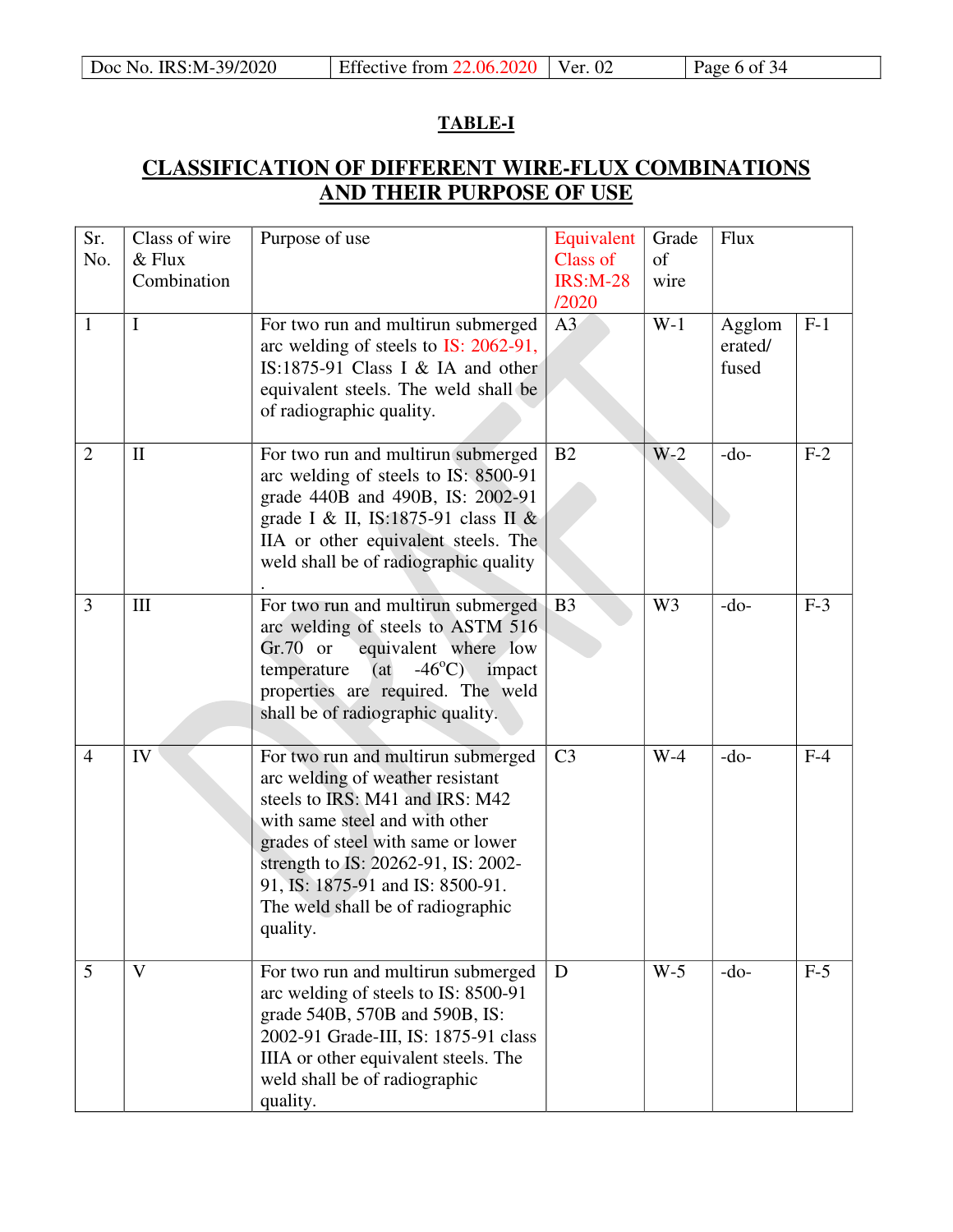## TABLE-I

## CLASSIFICATION OF DIFFERENT WIRE-FLUX COMBINATIONS AND THEIR PURPOSE OF USE

| Sr. No. | Class of wire & Flux Combination | Purpose of use | Equivalent Class of IRS:M-28 /2020 | Grade of wire | Flux | |
|---|---|---|---|---|---|---|
| 1 | I | For two run and multirun submerged arc welding of steels to IS: 2062-91, IS:1875-91 Class I & IA and other equivalent steels. The weld shall be of radiographic quality. | A3 | W-1 | Agglomerated/ fused | F-1 |
| 2 | II | For two run and multirun submerged arc welding of steels to IS: 8500-91 grade 440B and 490B, IS: 2002-91 grade I & II, IS:1875-91 class II & IIA or other equivalent steels. The weld shall be of radiographic quality. | B2 | W-2 | -do- | F-2 |
| 3 | III | For two run and multirun submerged arc welding of steels to ASTM 516 Gr.70 or equivalent where low temperature (at -46°C) impact properties are required. The weld shall be of radiographic quality. | B3 | W3 | -do- | F-3 |
| 4 | IV | For two run and multirun submerged arc welding of weather resistant steels to IRS: M41 and IRS: M42 with same steel and with other grades of steel with same or lower strength to IS: 20262-91, IS: 2002-91, IS: 1875-91 and IS: 8500-91. The weld shall be of radiographic quality. | C3 | W-4 | -do- | F-4 |
| 5 | V | For two run and multirun submerged arc welding of steels to IS: 8500-91 grade 540B, 570B and 590B, IS: 2002-91 Grade-III, IS: 1875-91 class IIIA or other equivalent steels. The weld shall be of radiographic quality. | D | W-5 | -do- | F-5 |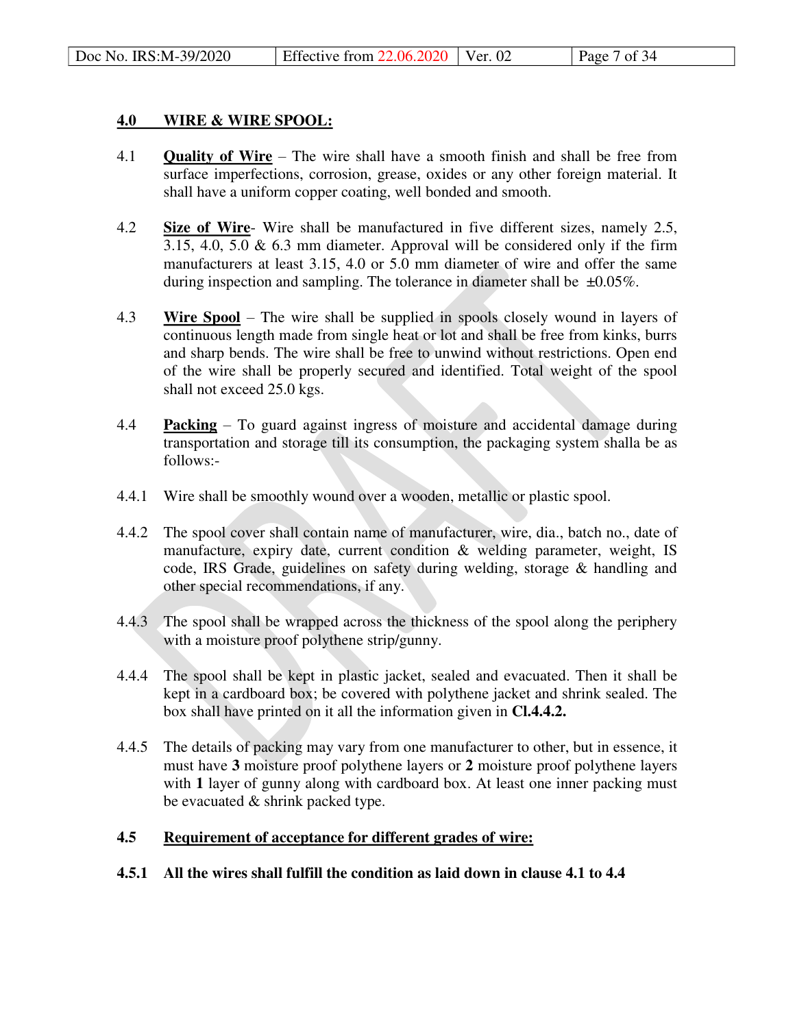## 4.0 WIRE & WIRE SPOOL:

4.1 **Quality of Wire** – The wire shall have a smooth finish and shall be free from surface imperfections, corrosion, grease, oxides or any other foreign material. It shall have a uniform copper coating, well bonded and smooth.

4.2 **Size of Wire**- Wire shall be manufactured in five different sizes, namely 2.5, 3.15, 4.0, 5.0 & 6.3 mm diameter. Approval will be considered only if the firm manufacturers at least 3.15, 4.0 or 5.0 mm diameter of wire and offer the same during inspection and sampling. The tolerance in diameter shall be ±0.05%.

4.3 **Wire Spool** – The wire shall be supplied in spools closely wound in layers of continuous length made from single heat or lot and shall be free from kinks, burrs and sharp bends. The wire shall be free to unwind without restrictions. Open end of the wire shall be properly secured and identified. Total weight of the spool shall not exceed 25.0 kgs.

4.4 **Packing** – To guard against ingress of moisture and accidental damage during transportation and storage till its consumption, the packaging system shalla be as follows:-

4.4.1 Wire shall be smoothly wound over a wooden, metallic or plastic spool.

4.4.2 The spool cover shall contain name of manufacturer, wire, dia., batch no., date of manufacture, expiry date, current condition & welding parameter, weight, IS code, IRS Grade, guidelines on safety during welding, storage & handling and other special recommendations, if any.

4.4.3 The spool shall be wrapped across the thickness of the spool along the periphery with a moisture proof polythene strip/gunny.

4.4.4 The spool shall be kept in plastic jacket, sealed and evacuated. Then it shall be kept in a cardboard box; be covered with polythene jacket and shrink sealed. The box shall have printed on it all the information given in **Cl.4.4.2.**

4.4.5 The details of packing may vary from one manufacturer to other, but in essence, it must have **3** moisture proof polythene layers or **2** moisture proof polythene layers with **1** layer of gunny along with cardboard box. At least one inner packing must be evacuated & shrink packed type.

### 4.5 Requirement of acceptance for different grades of wire:

**4.5.1 All the wires shall fulfill the condition as laid down in clause 4.1 to 4.4**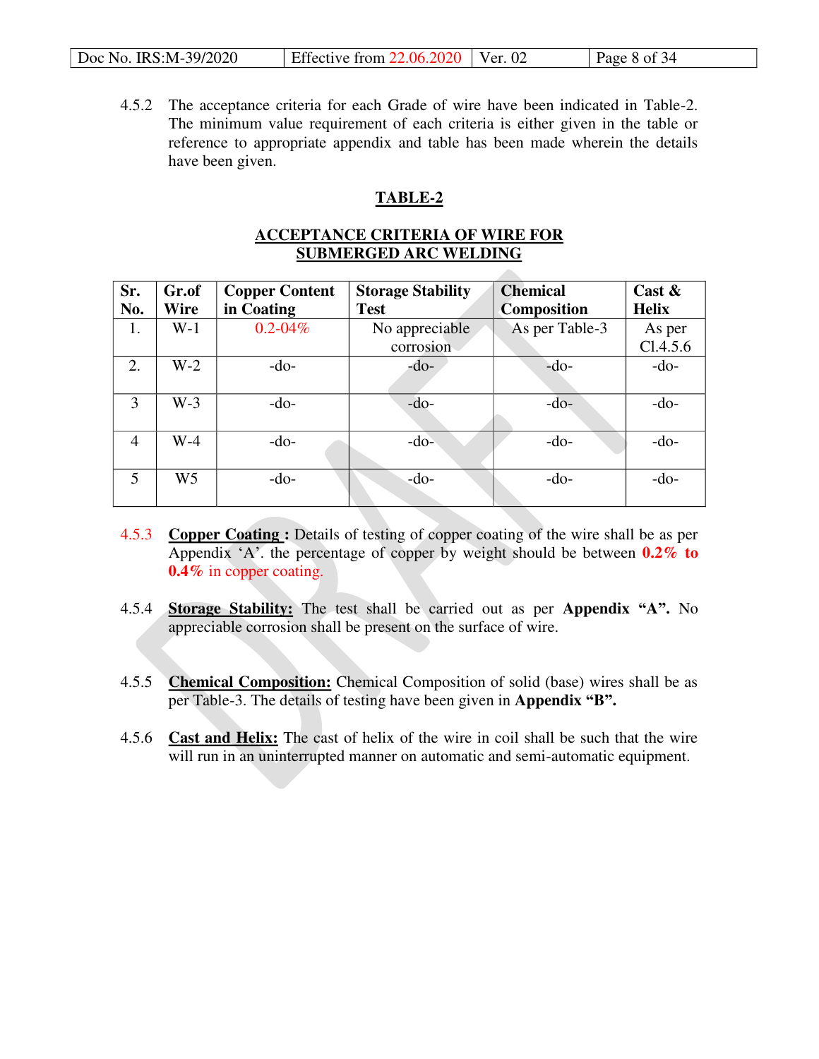4.5.2 The acceptance criteria for each Grade of wire have been indicated in Table-2. The minimum value requirement of each criteria is either given in the table or reference to appropriate appendix and table has been made wherein the details have been given.

**TABLE-2**

**ACCEPTANCE CRITERIA OF WIRE FOR SUBMERGED ARC WELDING**

| Sr. No. | Gr.of Wire | Copper Content in Coating | Storage Stability Test | Chemical Composition | Cast & Helix |
|---|---|---|---|---|---|
| 1. | W-1 | 0.2-04% | No appreciable corrosion | As per Table-3 | As per Cl.4.5.6 |
| 2. | W-2 | -do- | -do- | -do- | -do- |
| 3 | W-3 | -do- | -do- | -do- | -do- |
| 4 | W-4 | -do- | -do- | -do- | -do- |
| 5 | W5 | -do- | -do- | -do- | -do- |

4.5.3 **Copper Coating :** Details of testing of copper coating of the wire shall be as per Appendix 'A'. the percentage of copper by weight should be between **0.2% to 0.4%** in copper coating.

4.5.4 **Storage Stability:** The test shall be carried out as per **Appendix "A".** No appreciable corrosion shall be present on the surface of wire.

4.5.5 **Chemical Composition:** Chemical Composition of solid (base) wires shall be as per Table-3. The details of testing have been given in **Appendix "B".**

4.5.6 **Cast and Helix:** The cast of helix of the wire in coil shall be such that the wire will run in an uninterrupted manner on automatic and semi-automatic equipment.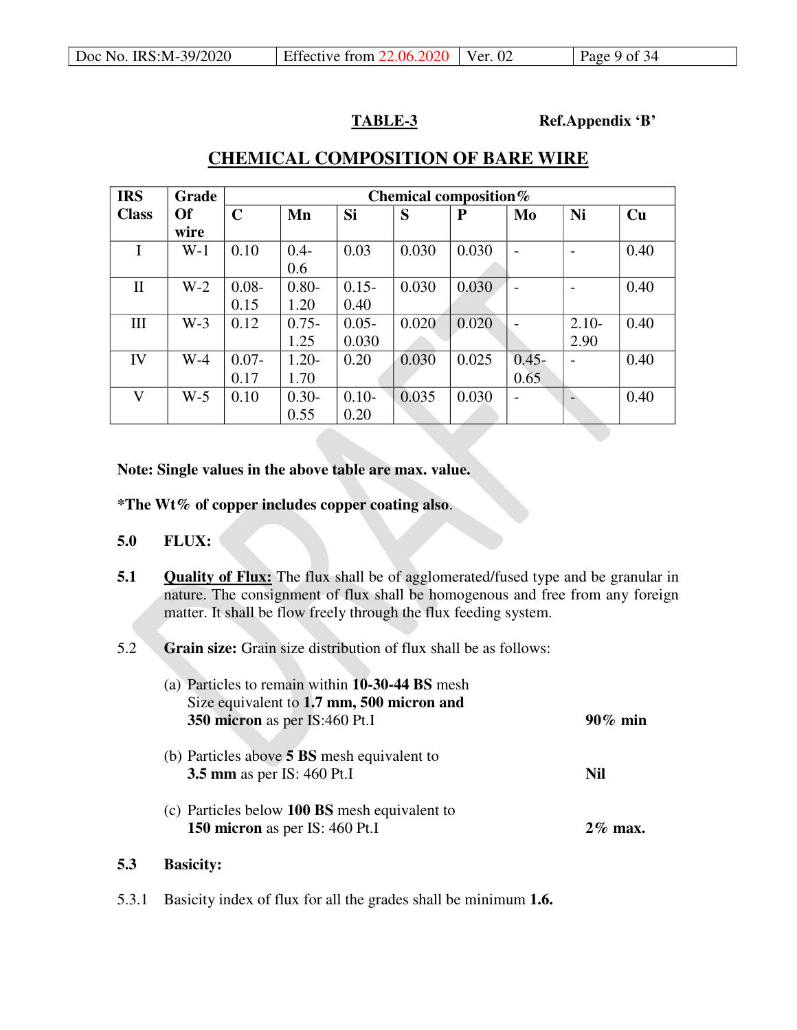**TABLE-3** **Ref.Appendix 'B'**

## CHEMICAL COMPOSITION OF BARE WIRE

| IRS Class | Grade Of wire | Chemical composition% | | | | | | | |
|---|---|---|---|---|---|---|---|---|---|
| | | C | Mn | Si | S | P | Mo | Ni | Cu |
| I | W-1 | 0.10 | 0.4-0.6 | 0.03 | 0.030 | 0.030 | - | - | 0.40 |
| II | W-2 | 0.08-0.15 | 0.80-1.20 | 0.15-0.40 | 0.030 | 0.030 | - | - | 0.40 |
| III | W-3 | 0.12 | 0.75-1.25 | 0.05-0.030 | 0.020 | 0.020 | - | 2.10-2.90 | 0.40 |
| IV | W-4 | 0.07-0.17 | 1.20-1.70 | 0.20 | 0.030 | 0.025 | 0.45-0.65 | - | 0.40 |
| V | W-5 | 0.10 | 0.30-0.55 | 0.10-0.20 | 0.035 | 0.030 | - | - | 0.40 |

**Note: Single values in the above table are max. value.**

**\*The Wt% of copper includes copper coating also**.

### 5.0 FLUX:

**5.1** **<u>Quality of Flux:</u>** The flux shall be of agglomerated/fused type and be granular in nature. The consignment of flux shall be homogenous and free from any foreign matter. It shall be flow freely through the flux feeding system.

5.2 **Grain size:** Grain size distribution of flux shall be as follows:

(a) Particles to remain within **10-30-44 BS** mesh Size equivalent to **1.7 mm, 500 micron and 350 micron** as per IS:460 Pt.I — **90% min**

(b) Particles above **5 BS** mesh equivalent to **3.5 mm** as per IS: 460 Pt.I — **Nil**

(c) Particles below **100 BS** mesh equivalent to **150 micron** as per IS: 460 Pt.I — **2% max.**

**5.3 Basicity:**

5.3.1 Basicity index of flux for all the grades shall be minimum **1.6.**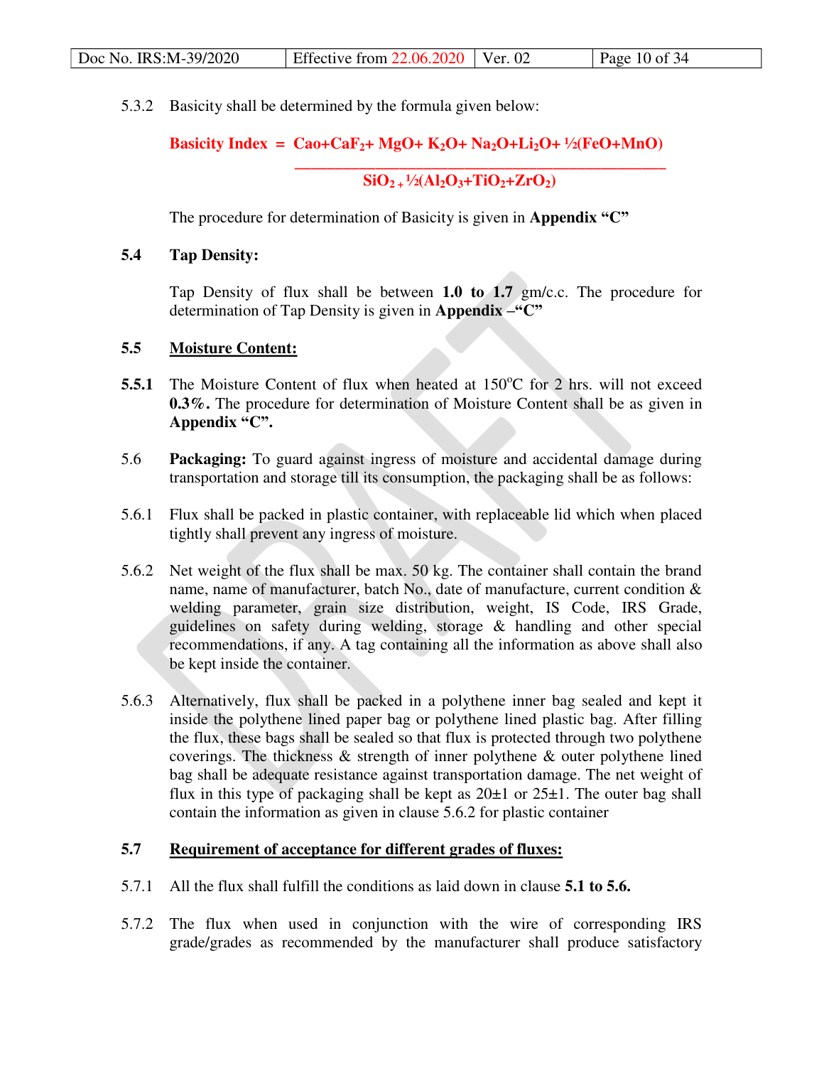5.3.2 Basicity shall be determined by the formula given below:

$$\textbf{Basicity Index} = \frac{CaO + CaF_2 + MgO + K_2O + Na_2O + Li_2O + \frac{1}{2}(FeO + MnO)}{SiO_2 + \frac{1}{2}(Al_2O_3 + TiO_2 + ZrO_2)}$$

The procedure for determination of Basicity is given in **Appendix "C"**

**5.4 Tap Density:**

Tap Density of flux shall be between **1.0 to 1.7** gm/c.c. The procedure for determination of Tap Density is given in **Appendix –"C"**

**5.5 <u>Moisture Content:</u>**

**5.5.1** The Moisture Content of flux when heated at 150$^{o}$C for 2 hrs. will not exceed **0.3%.** The procedure for determination of Moisture Content shall be as given in **Appendix "C".**

5.6 **Packaging:** To guard against ingress of moisture and accidental damage during transportation and storage till its consumption, the packaging shall be as follows:

5.6.1 Flux shall be packed in plastic container, with replaceable lid which when placed tightly shall prevent any ingress of moisture.

5.6.2 Net weight of the flux shall be max. 50 kg. The container shall contain the brand name, name of manufacturer, batch No., date of manufacture, current condition & welding parameter, grain size distribution, weight, IS Code, IRS Grade, guidelines on safety during welding, storage & handling and other special recommendations, if any. A tag containing all the information as above shall also be kept inside the container.

5.6.3 Alternatively, flux shall be packed in a polythene inner bag sealed and kept it inside the polythene lined paper bag or polythene lined plastic bag. After filling the flux, these bags shall be sealed so that flux is protected through two polythene coverings. The thickness & strength of inner polythene & outer polythene lined bag shall be adequate resistance against transportation damage. The net weight of flux in this type of packaging shall be kept as 20±1 or 25±1. The outer bag shall contain the information as given in clause 5.6.2 for plastic container

**5.7 <u>Requirement of acceptance for different grades of fluxes:</u>**

5.7.1 All the flux shall fulfill the conditions as laid down in clause **5.1 to 5.6.**

5.7.2 The flux when used in conjunction with the wire of corresponding IRS grade/grades as recommended by the manufacturer shall produce satisfactory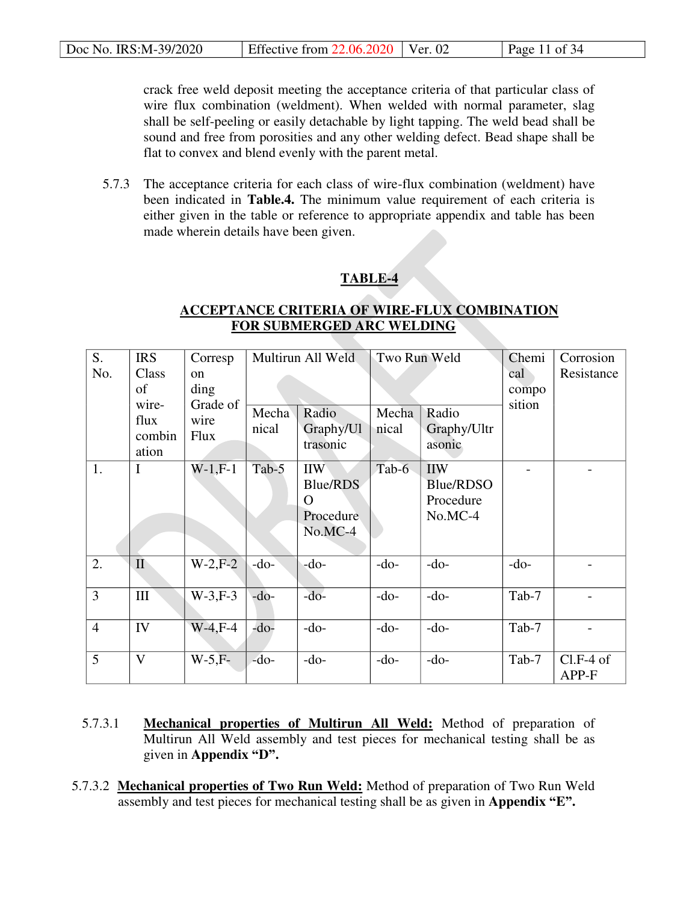crack free weld deposit meeting the acceptance criteria of that particular class of wire flux combination (weldment). When welded with normal parameter, slag shall be self-peeling or easily detachable by light tapping. The weld bead shall be sound and free from porosities and any other welding defect. Bead shape shall be flat to convex and blend evenly with the parent metal.

5.7.3 The acceptance criteria for each class of wire-flux combination (weldment) have been indicated in **Table.4.** The minimum value requirement of each criteria is either given in the table or reference to appropriate appendix and table has been made wherein details have been given.

## TABLE-4

## ACCEPTANCE CRITERIA OF WIRE-FLUX COMBINATION FOR SUBMERGED ARC WELDING

| S. No. | IRS Class of wire-flux combination | Corresponding Grade of wire Flux | Multirun All Weld | | Two Run Weld | | Chemical composition | Corrosion Resistance |
|---|---|---|---|---|---|---|---|---|
| | | | Mechanical | Radio Graphy/Ultrasonic | Mechanical | Radio Graphy/Ultrasonic | | |
| 1. | I | W-1,F-1 | Tab-5 | IIW Blue/RDSO Procedure No.MC-4 | Tab-6 | IIW Blue/RDSO Procedure No.MC-4 | - | - |
| 2. | II | W-2,F-2 | -do- | -do- | -do- | -do- | -do- | - |
| 3 | III | W-3,F-3 | -do- | -do- | -do- | -do- | Tab-7 | - |
| 4 | IV | W-4,F-4 | -do- | -do- | -do- | -do- | Tab-7 | - |
| 5 | V | W-5,F- | -do- | -do- | -do- | -do- | Tab-7 | Cl.F-4 of APP-F |

5.7.3.1 **Mechanical properties of Multirun All Weld:** Method of preparation of Multirun All Weld assembly and test pieces for mechanical testing shall be as given in **Appendix "D".**

5.7.3.2 **Mechanical properties of Two Run Weld:** Method of preparation of Two Run Weld assembly and test pieces for mechanical testing shall be as given in **Appendix "E".**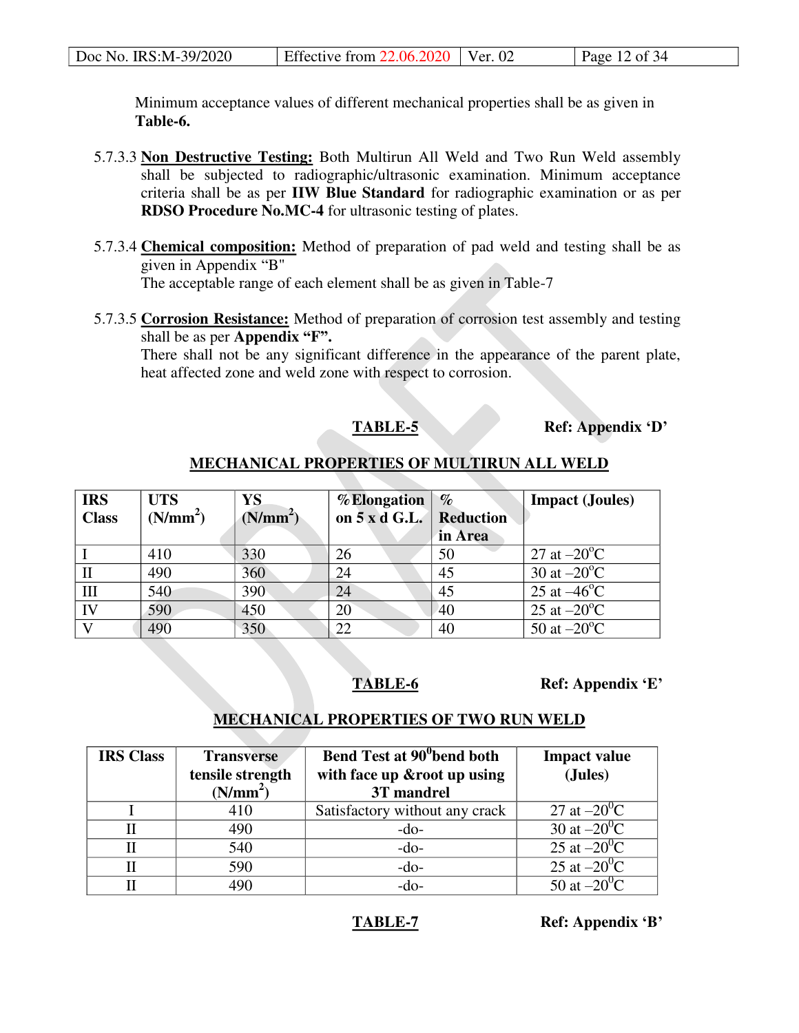Minimum acceptance values of different mechanical properties shall be as given in **Table-6.**

5.7.3.3 **Non Destructive Testing:** Both Multirun All Weld and Two Run Weld assembly shall be subjected to radiographic/ultrasonic examination. Minimum acceptance criteria shall be as per **IIW Blue Standard** for radiographic examination or as per **RDSO Procedure No.MC-4** for ultrasonic testing of plates.

5.7.3.4 **Chemical composition:** Method of preparation of pad weld and testing shall be as given in Appendix "B"
The acceptable range of each element shall be as given in Table-7

5.7.3.5 **Corrosion Resistance:** Method of preparation of corrosion test assembly and testing shall be as per **Appendix "F".**
There shall not be any significant difference in the appearance of the parent plate, heat affected zone and weld zone with respect to corrosion.

**TABLE-5** **Ref: Appendix 'D'**

**MECHANICAL PROPERTIES OF MULTIRUN ALL WELD**

| IRS Class | UTS ($N/mm^2$) | YS ($N/mm^2$) | %Elongation on 5 x d G.L. | % Reduction in Area | Impact (Joules) |
|---|---|---|---|---|---|
| I | 410 | 330 | 26 | 50 | 27 at –20°C |
| II | 490 | 360 | 24 | 45 | 30 at –20°C |
| III | 540 | 390 | 24 | 45 | 25 at –46°C |
| IV | 590 | 450 | 20 | 40 | 25 at –20°C |
| V | 490 | 350 | 22 | 40 | 50 at –20°C |

**TABLE-6** **Ref: Appendix 'E'**

**MECHANICAL PROPERTIES OF TWO RUN WELD**

| IRS Class | Transverse tensile strength ($N/mm^2$) | Bend Test at 90°bend both with face up &root up using 3T mandrel | Impact value (Jules) |
|---|---|---|---|
| I | 410 | Satisfactory without any crack | 27 at –20°C |
| II | 490 | -do- | 30 at –20°C |
| II | 540 | -do- | 25 at –20°C |
| II | 590 | -do- | 25 at –20°C |
| II | 490 | -do- | 50 at –20°C |

**TABLE-7** **Ref: Appendix 'B'**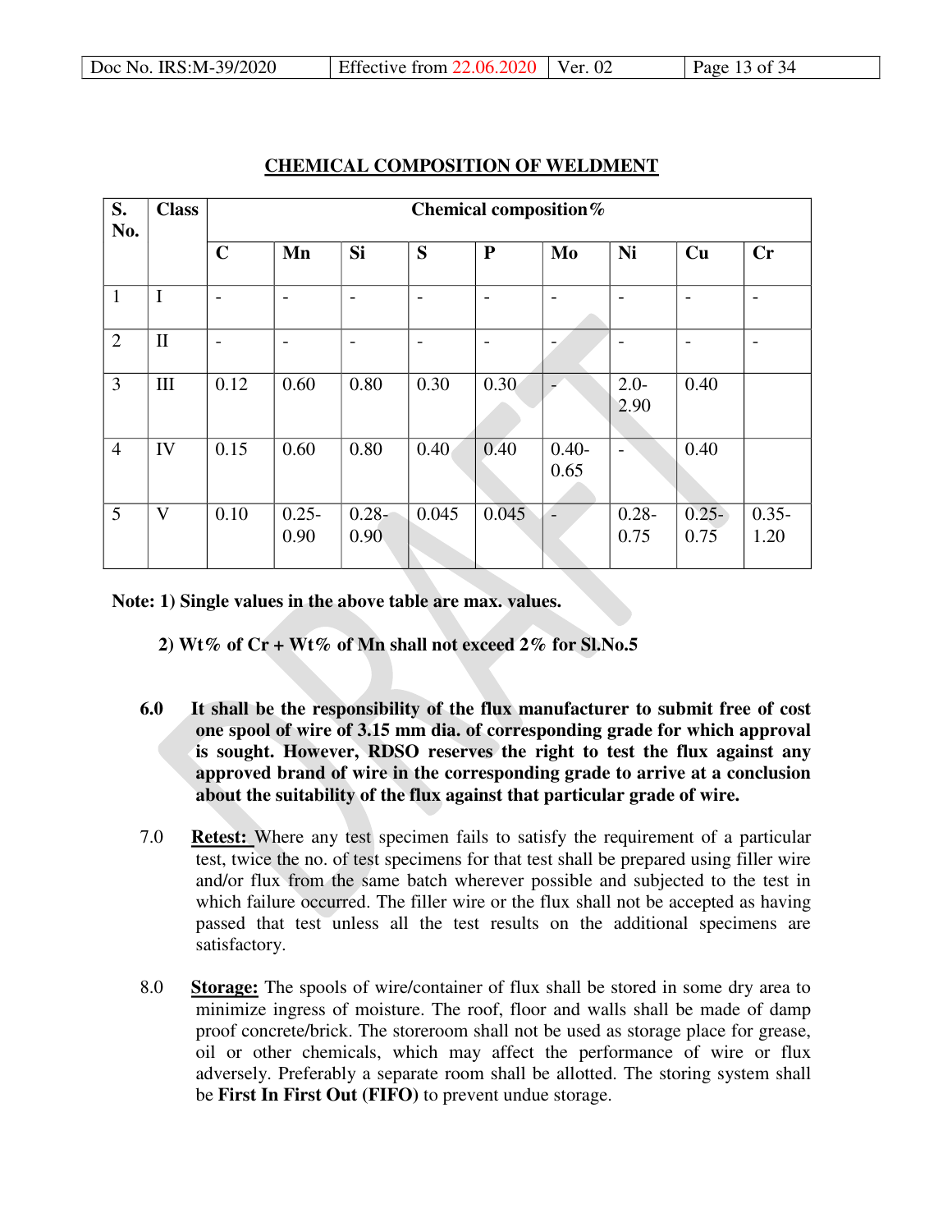## CHEMICAL COMPOSITION OF WELDMENT

| S. No. | Class | Chemical composition% | | | | | | | | |
|---|---|---|---|---|---|---|---|---|---|---|
| | | C | Mn | Si | S | P | Mo | Ni | Cu | Cr |
| 1 | I | - | - | - | - | - | - | - | - | - |
| 2 | II | - | - | - | - | - | - | - | - | - |
| 3 | III | 0.12 | 0.60 | 0.80 | 0.30 | 0.30 | - | 2.0-2.90 | 0.40 | |
| 4 | IV | 0.15 | 0.60 | 0.80 | 0.40 | 0.40 | 0.40-0.65 | - | 0.40 | |
| 5 | V | 0.10 | 0.25-0.90 | 0.28-0.90 | 0.045 | 0.045 | - | 0.28-0.75 | 0.25-0.75 | 0.35-1.20 |

**Note: 1) Single values in the above table are max. values.**

**2) Wt% of Cr + Wt% of Mn shall not exceed 2% for Sl.No.5**

**6.0 It shall be the responsibility of the flux manufacturer to submit free of cost one spool of wire of 3.15 mm dia. of corresponding grade for which approval is sought. However, RDSO reserves the right to test the flux against any approved brand of wire in the corresponding grade to arrive at a conclusion about the suitability of the flux against that particular grade of wire.**

7.0 **Retest:** Where any test specimen fails to satisfy the requirement of a particular test, twice the no. of test specimens for that test shall be prepared using filler wire and/or flux from the same batch wherever possible and subjected to the test in which failure occurred. The filler wire or the flux shall not be accepted as having passed that test unless all the test results on the additional specimens are satisfactory.

8.0 **Storage:** The spools of wire/container of flux shall be stored in some dry area to minimize ingress of moisture. The roof, floor and walls shall be made of damp proof concrete/brick. The storeroom shall not be used as storage place for grease, oil or other chemicals, which may affect the performance of wire or flux adversely. Preferably a separate room shall be allotted. The storing system shall be **First In First Out (FIFO)** to prevent undue storage.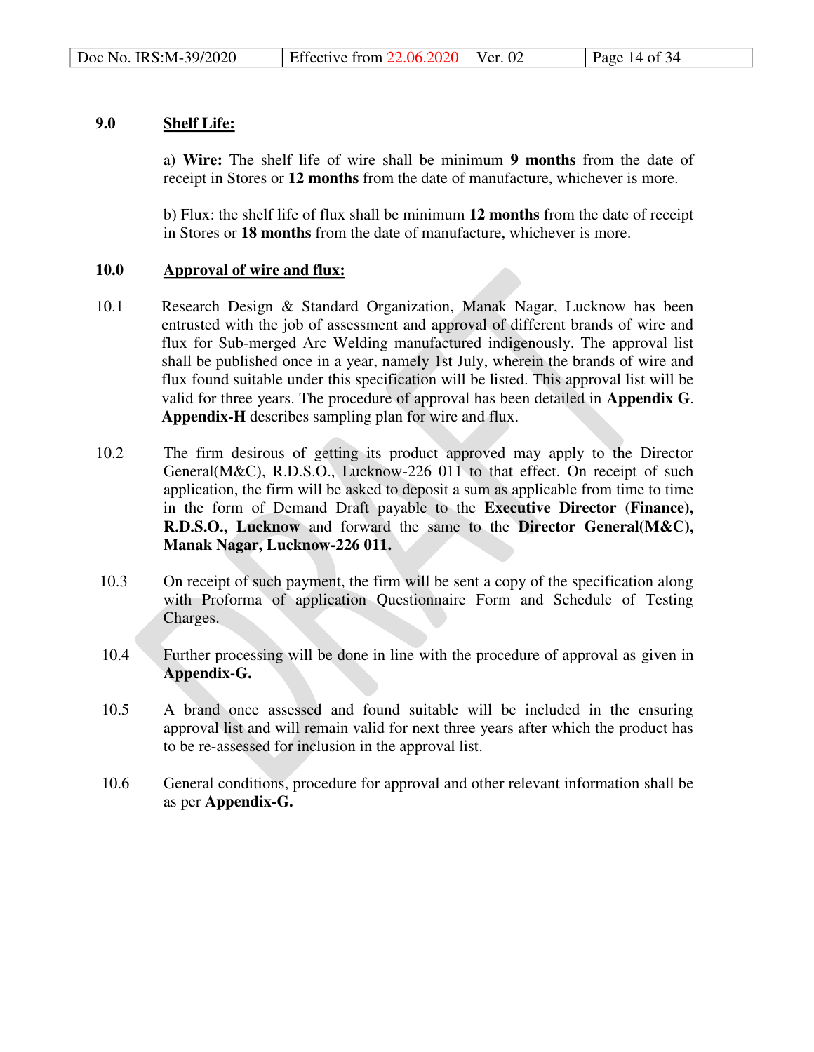## 9.0 Shelf Life:

a) **Wire:** The shelf life of wire shall be minimum **9 months** from the date of receipt in Stores or **12 months** from the date of manufacture, whichever is more.

b) Flux: the shelf life of flux shall be minimum **12 months** from the date of receipt in Stores or **18 months** from the date of manufacture, whichever is more.

## 10.0 Approval of wire and flux:

10.1 Research Design & Standard Organization, Manak Nagar, Lucknow has been entrusted with the job of assessment and approval of different brands of wire and flux for Sub-merged Arc Welding manufactured indigenously. The approval list shall be published once in a year, namely 1st July, wherein the brands of wire and flux found suitable under this specification will be listed. This approval list will be valid for three years. The procedure of approval has been detailed in **Appendix G**. **Appendix-H** describes sampling plan for wire and flux.

10.2 The firm desirous of getting its product approved may apply to the Director General(M&C), R.D.S.O., Lucknow-226 011 to that effect. On receipt of such application, the firm will be asked to deposit a sum as applicable from time to time in the form of Demand Draft payable to the **Executive Director (Finance), R.D.S.O., Lucknow** and forward the same to the **Director General(M&C), Manak Nagar, Lucknow-226 011.**

10.3 On receipt of such payment, the firm will be sent a copy of the specification along with Proforma of application Questionnaire Form and Schedule of Testing Charges.

10.4 Further processing will be done in line with the procedure of approval as given in **Appendix-G.**

10.5 A brand once assessed and found suitable will be included in the ensuring approval list and will remain valid for next three years after which the product has to be re-assessed for inclusion in the approval list.

10.6 General conditions, procedure for approval and other relevant information shall be as per **Appendix-G.**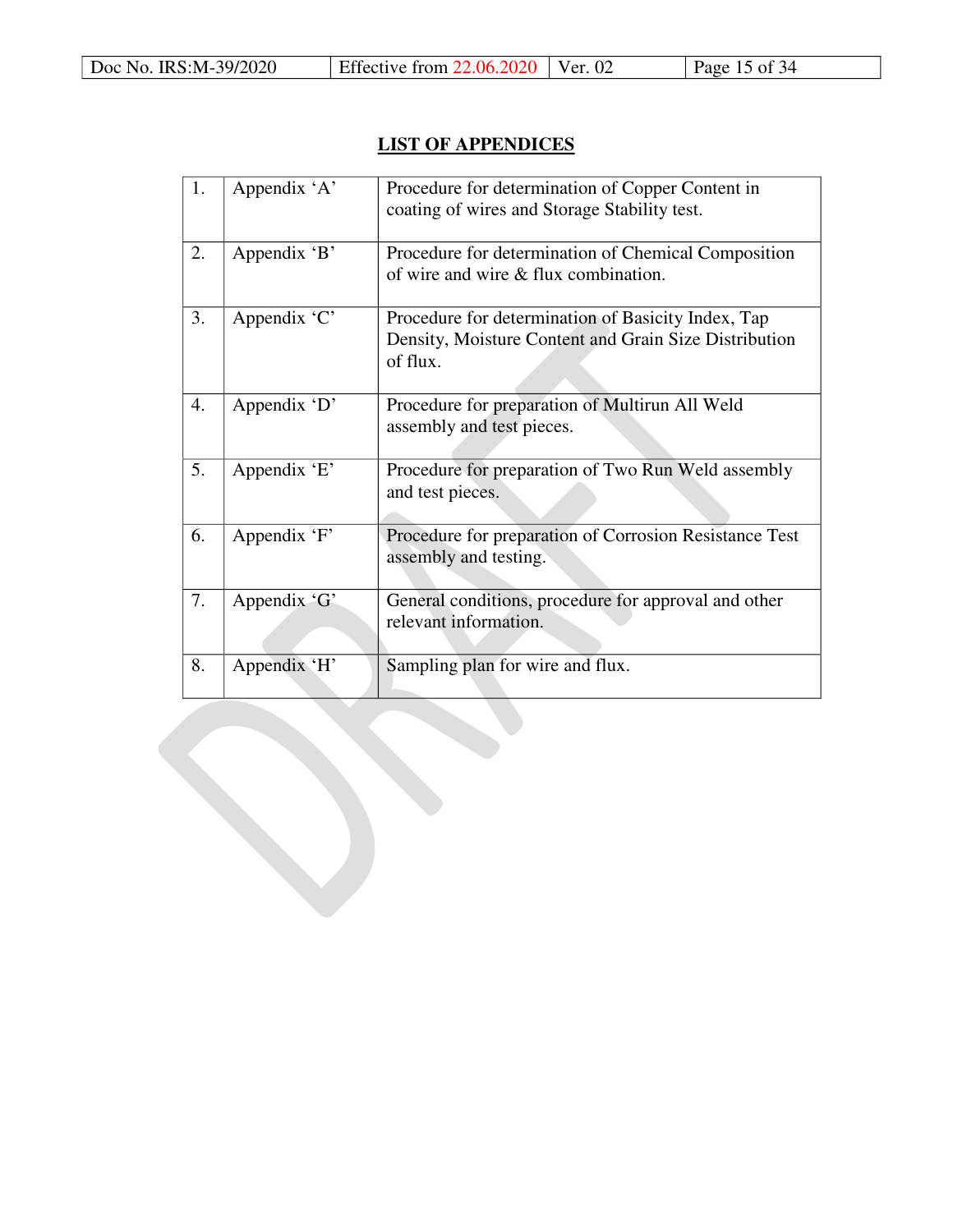## LIST OF APPENDICES

| | | |
|---|---|---|
| 1. | Appendix 'A' | Procedure for determination of Copper Content in coating of wires and Storage Stability test. |
| 2. | Appendix 'B' | Procedure for determination of Chemical Composition of wire and wire & flux combination. |
| 3. | Appendix 'C' | Procedure for determination of Basicity Index, Tap Density, Moisture Content and Grain Size Distribution of flux. |
| 4. | Appendix 'D' | Procedure for preparation of Multirun All Weld assembly and test pieces. |
| 5. | Appendix 'E' | Procedure for preparation of Two Run Weld assembly and test pieces. |
| 6. | Appendix 'F' | Procedure for preparation of Corrosion Resistance Test assembly and testing. |
| 7. | Appendix 'G' | General conditions, procedure for approval and other relevant information. |
| 8. | Appendix 'H' | Sampling plan for wire and flux. |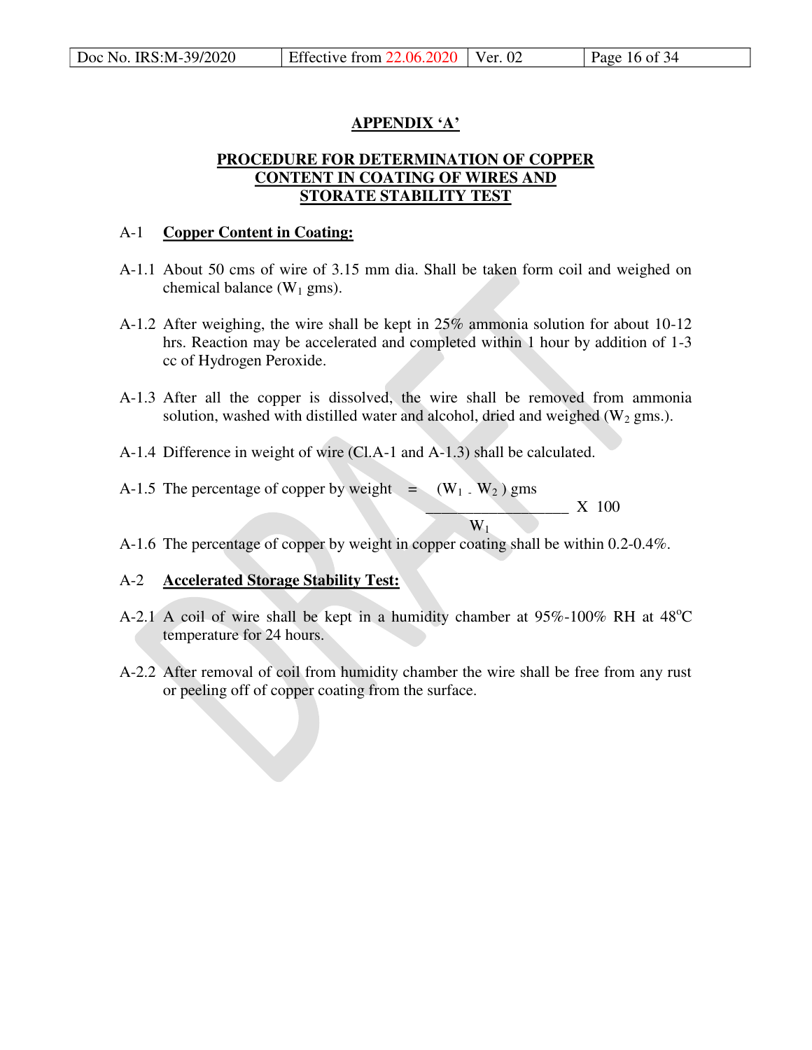## APPENDIX 'A'

## PROCEDURE FOR DETERMINATION OF COPPER CONTENT IN COATING OF WIRES AND STORATE STABILITY TEST

A-1 **Copper Content in Coating:**

A-1.1 About 50 cms of wire of 3.15 mm dia. Shall be taken form coil and weighed on chemical balance ($W_1$ gms).

A-1.2 After weighing, the wire shall be kept in 25% ammonia solution for about 10-12 hrs. Reaction may be accelerated and completed within 1 hour by addition of 1-3 cc of Hydrogen Peroxide.

A-1.3 After all the copper is dissolved, the wire shall be removed from ammonia solution, washed with distilled water and alcohol, dried and weighed ($W_2$ gms.).

A-1.4 Difference in weight of wire (Cl.A-1 and A-1.3) shall be calculated.

A-1.5 The percentage of copper by weight

$$= \frac{(W_1 - W_2)\text{ gms}}{W_1} \times 100$$

A-1.6 The percentage of copper by weight in copper coating shall be within 0.2-0.4%.

A-2 **Accelerated Storage Stability Test:**

A-2.1 A coil of wire shall be kept in a humidity chamber at 95%-100% RH at 48°C temperature for 24 hours.

A-2.2 After removal of coil from humidity chamber the wire shall be free from any rust or peeling off of copper coating from the surface.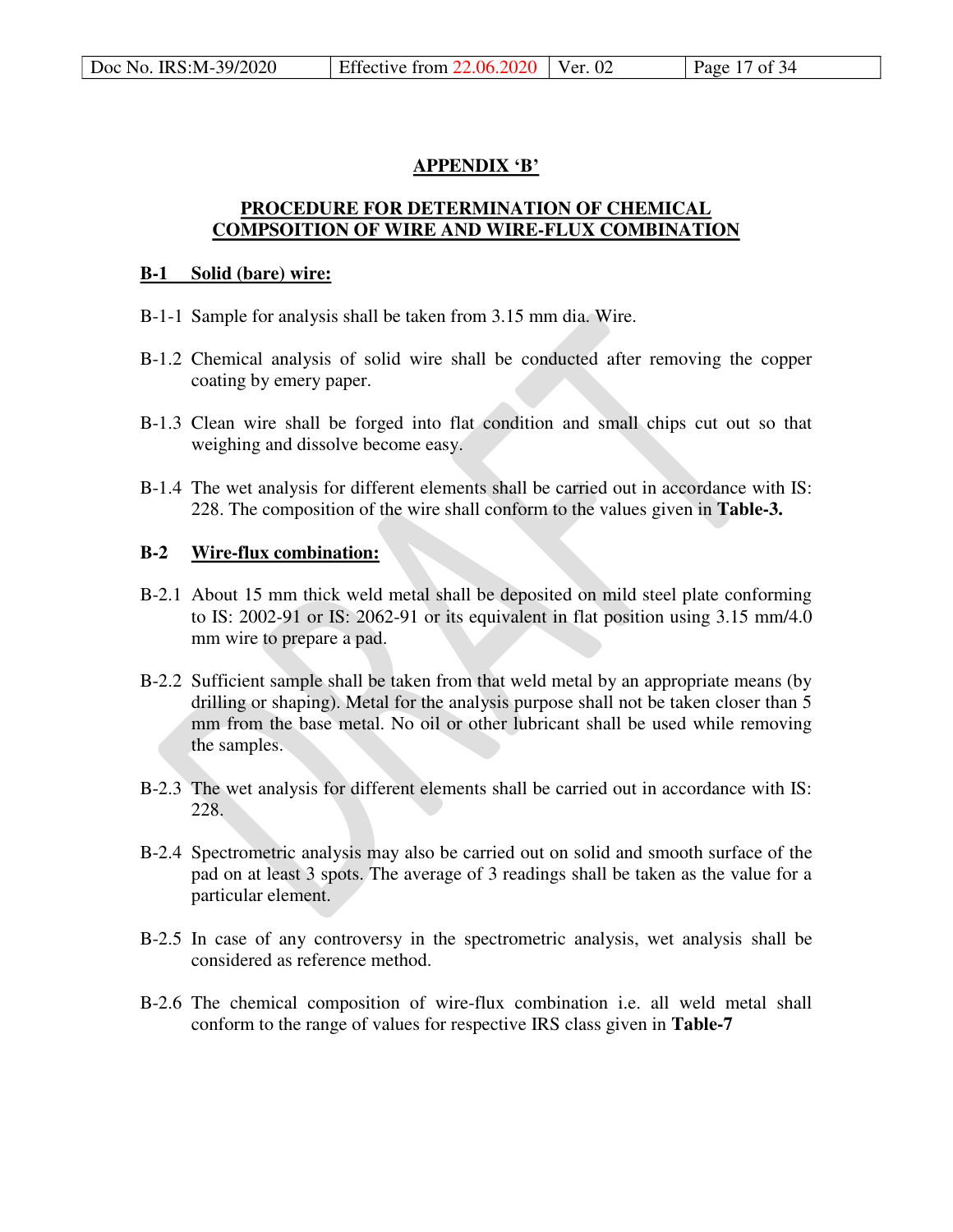## APPENDIX 'B'

### PROCEDURE FOR DETERMINATION OF CHEMICAL COMPSOITION OF WIRE AND WIRE-FLUX COMBINATION

**B-1 Solid (bare) wire:**

B-1-1 Sample for analysis shall be taken from 3.15 mm dia. Wire.

B-1.2 Chemical analysis of solid wire shall be conducted after removing the copper coating by emery paper.

B-1.3 Clean wire shall be forged into flat condition and small chips cut out so that weighing and dissolve become easy.

B-1.4 The wet analysis for different elements shall be carried out in accordance with IS: 228. The composition of the wire shall conform to the values given in **Table-3.**

**B-2 Wire-flux combination:**

B-2.1 About 15 mm thick weld metal shall be deposited on mild steel plate conforming to IS: 2002-91 or IS: 2062-91 or its equivalent in flat position using 3.15 mm/4.0 mm wire to prepare a pad.

B-2.2 Sufficient sample shall be taken from that weld metal by an appropriate means (by drilling or shaping). Metal for the analysis purpose shall not be taken closer than 5 mm from the base metal. No oil or other lubricant shall be used while removing the samples.

B-2.3 The wet analysis for different elements shall be carried out in accordance with IS: 228.

B-2.4 Spectrometric analysis may also be carried out on solid and smooth surface of the pad on at least 3 spots. The average of 3 readings shall be taken as the value for a particular element.

B-2.5 In case of any controversy in the spectrometric analysis, wet analysis shall be considered as reference method.

B-2.6 The chemical composition of wire-flux combination i.e. all weld metal shall conform to the range of values for respective IRS class given in **Table-7**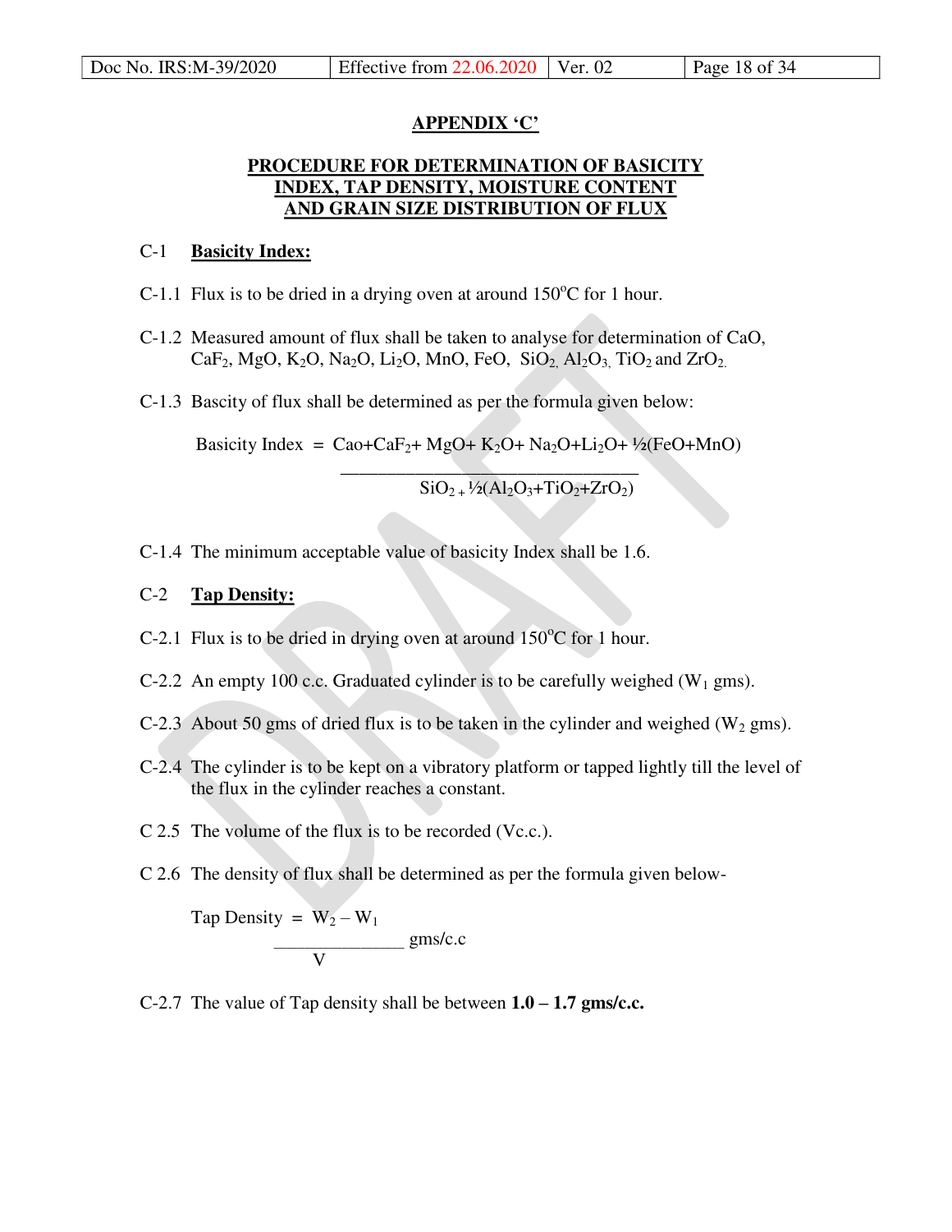## APPENDIX 'C'

## PROCEDURE FOR DETERMINATION OF BASICITY INDEX, TAP DENSITY, MOISTURE CONTENT AND GRAIN SIZE DISTRIBUTION OF FLUX

C-1 **Basicity Index:**

C-1.1 Flux is to be dried in a drying oven at around 150$^oC$ for 1 hour.

C-1.2 Measured amount of flux shall be taken to analyse for determination of CaO, $CaF_2$, MgO, $K_2O$, $Na_2O$, $Li_2O$, MnO, FeO, $SiO_2$, $Al_2O_3$, $TiO_2$ and $ZrO_2$.

C-1.3 Bascity of flux shall be determined as per the formula given below:

$$\text{Basicity Index} = \frac{Cao+CaF_2+MgO+K_2O+Na_2O+Li_2O+\tfrac{1}{2}(FeO+MnO)}{SiO_2+\tfrac{1}{2}(Al_2O_3+TiO_2+ZrO_2)}$$

C-1.4 The minimum acceptable value of basicity Index shall be 1.6.

C-2 **Tap Density:**

C-2.1 Flux is to be dried in drying oven at around 150$^oC$ for 1 hour.

C-2.2 An empty 100 c.c. Graduated cylinder is to be carefully weighed ($W_1$ gms).

C-2.3 About 50 gms of dried flux is to be taken in the cylinder and weighed ($W_2$ gms).

C-2.4 The cylinder is to be kept on a vibratory platform or tapped lightly till the level of the flux in the cylinder reaches a constant.

C 2.5 The volume of the flux is to be recorded (Vc.c.).

C 2.6 The density of flux shall be determined as per the formula given below-

$$\text{Tap Density} = \frac{W_2 - W_1}{V} \text{ gms/c.c}$$

C-2.7 The value of Tap density shall be between **1.0 – 1.7 gms/c.c.**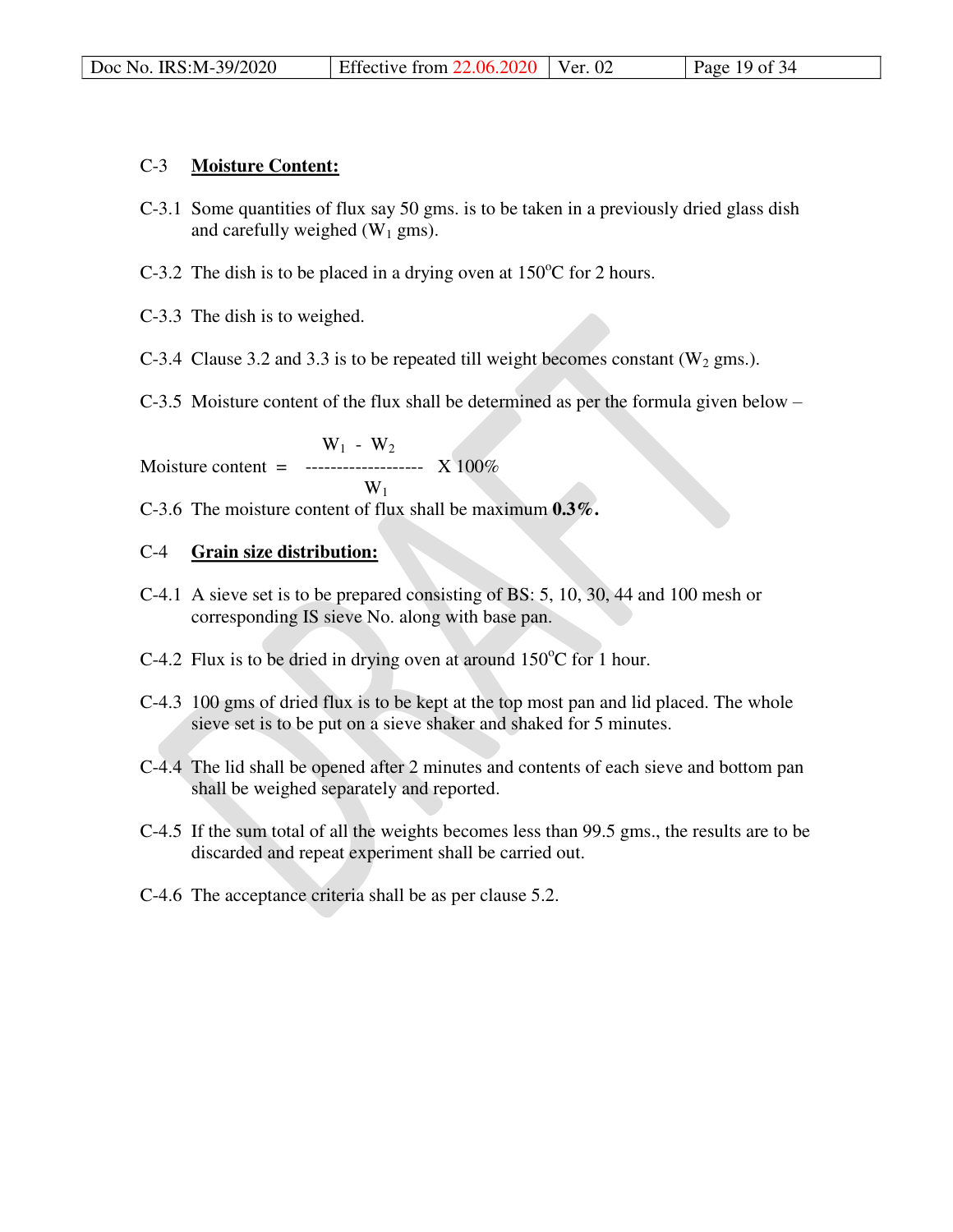## C-3 Moisture Content:

C-3.1 Some quantities of flux say 50 gms. is to be taken in a previously dried glass dish and carefully weighed ($W_1$ gms).

C-3.2 The dish is to be placed in a drying oven at 150°C for 2 hours.

C-3.3 The dish is to weighed.

C-3.4 Clause 3.2 and 3.3 is to be repeated till weight becomes constant ($W_2$ gms.).

C-3.5 Moisture content of the flux shall be determined as per the formula given below –

$$\text{Moisture content} = \frac{W_1 - W_2}{W_1} \times 100\%$$

C-3.6 The moisture content of flux shall be maximum **0.3%.**

## C-4 Grain size distribution:

C-4.1 A sieve set is to be prepared consisting of BS: 5, 10, 30, 44 and 100 mesh or corresponding IS sieve No. along with base pan.

C-4.2 Flux is to be dried in drying oven at around 150°C for 1 hour.

C-4.3 100 gms of dried flux is to be kept at the top most pan and lid placed. The whole sieve set is to be put on a sieve shaker and shaked for 5 minutes.

C-4.4 The lid shall be opened after 2 minutes and contents of each sieve and bottom pan shall be weighed separately and reported.

C-4.5 If the sum total of all the weights becomes less than 99.5 gms., the results are to be discarded and repeat experiment shall be carried out.

C-4.6 The acceptance criteria shall be as per clause 5.2.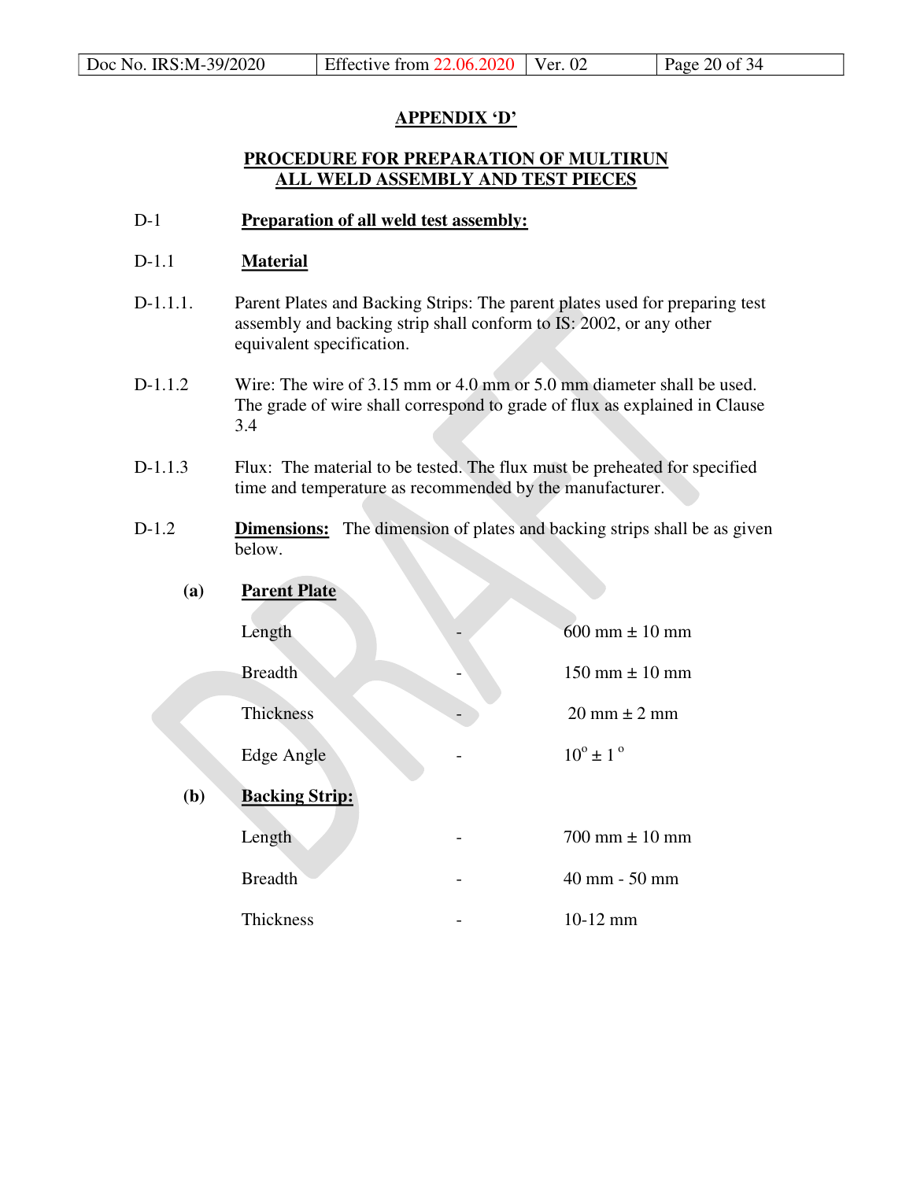## APPENDIX 'D'

## PROCEDURE FOR PREPARATION OF MULTIRUN ALL WELD ASSEMBLY AND TEST PIECES

**D-1 Preparation of all weld test assembly:**

**D-1.1 Material**

D-1.1.1. Parent Plates and Backing Strips: The parent plates used for preparing test assembly and backing strip shall conform to IS: 2002, or any other equivalent specification.

D-1.1.2 Wire: The wire of 3.15 mm or 4.0 mm or 5.0 mm diameter shall be used. The grade of wire shall correspond to grade of flux as explained in Clause 3.4

D-1.1.3 Flux: The material to be tested. The flux must be preheated for specified time and temperature as recommended by the manufacturer.

D-1.2 **Dimensions:** The dimension of plates and backing strips shall be as given below.

**(a) Parent Plate**

| | | |
|---|---|---|
| Length | - | 600 mm ± 10 mm |
| Breadth | - | 150 mm ± 10 mm |
| Thickness | - | 20 mm ± 2 mm |
| Edge Angle | - | $10^{o} \pm 1^{o}$ |

**(b) Backing Strip:**

| | | |
|---|---|---|
| Length | - | 700 mm ± 10 mm |
| Breadth | - | 40 mm - 50 mm |
| Thickness | - | 10-12 mm |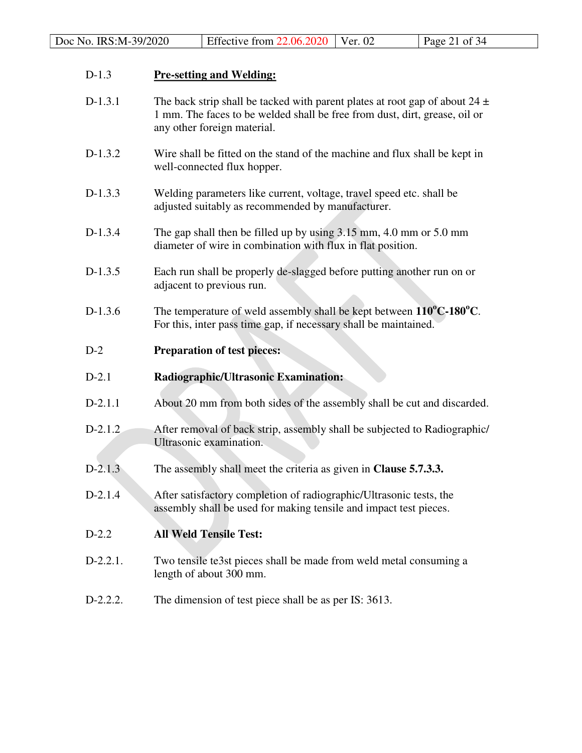**D-1.3** **Pre-setting and Welding:**

D-1.3.1 The back strip shall be tacked with parent plates at root gap of about 24 ± 1 mm. The faces to be welded shall be free from dust, dirt, grease, oil or any other foreign material.

D-1.3.2 Wire shall be fitted on the stand of the machine and flux shall be kept in well-connected flux hopper.

D-1.3.3 Welding parameters like current, voltage, travel speed etc. shall be adjusted suitably as recommended by manufacturer.

D-1.3.4 The gap shall then be filled up by using 3.15 mm, 4.0 mm or 5.0 mm diameter of wire in combination with flux in flat position.

D-1.3.5 Each run shall be properly de-slagged before putting another run on or adjacent to previous run.

D-1.3.6 The temperature of weld assembly shall be kept between **110°C-180°C**. For this, inter pass time gap, if necessary shall be maintained.

**D-2** **Preparation of test pieces:**

**D-2.1** **Radiographic/Ultrasonic Examination:**

D-2.1.1 About 20 mm from both sides of the assembly shall be cut and discarded.

D-2.1.2 After removal of back strip, assembly shall be subjected to Radiographic/ Ultrasonic examination.

D-2.1.3 The assembly shall meet the criteria as given in **Clause 5.7.3.3.**

D-2.1.4 After satisfactory completion of radiographic/Ultrasonic tests, the assembly shall be used for making tensile and impact test pieces.

**D-2.2** **All Weld Tensile Test:**

D-2.2.1. Two tensile te3st pieces shall be made from weld metal consuming a length of about 300 mm.

D-2.2.2. The dimension of test piece shall be as per IS: 3613.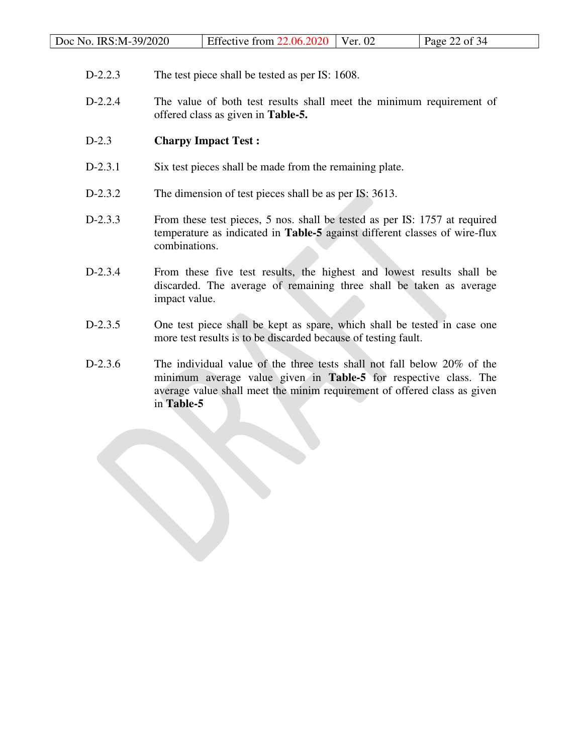D-2.2.3 The test piece shall be tested as per IS: 1608.

D-2.2.4 The value of both test results shall meet the minimum requirement of offered class as given in **Table-5.**

D-2.3 **Charpy Impact Test :**

D-2.3.1 Six test pieces shall be made from the remaining plate.

D-2.3.2 The dimension of test pieces shall be as per IS: 3613.

D-2.3.3 From these test pieces, 5 nos. shall be tested as per IS: 1757 at required temperature as indicated in **Table-5** against different classes of wire-flux combinations.

D-2.3.4 From these five test results, the highest and lowest results shall be discarded. The average of remaining three shall be taken as average impact value.

D-2.3.5 One test piece shall be kept as spare, which shall be tested in case one more test results is to be discarded because of testing fault.

D-2.3.6 The individual value of the three tests shall not fall below 20% of the minimum average value given in **Table-5** for respective class. The average value shall meet the minim requirement of offered class as given in **Table-5**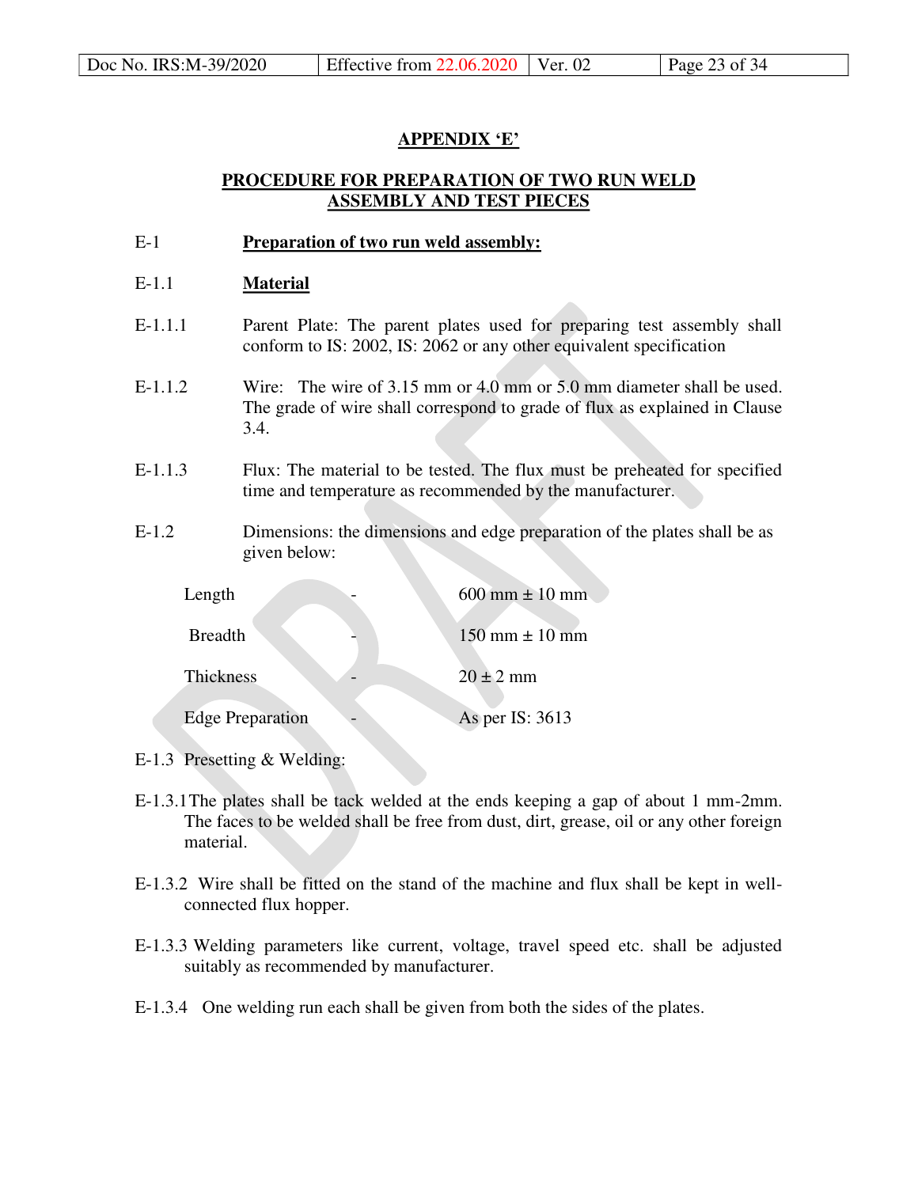## APPENDIX 'E'

## PROCEDURE FOR PREPARATION OF TWO RUN WELD ASSEMBLY AND TEST PIECES

E-1 **Preparation of two run weld assembly:**

E-1.1 **Material**

E-1.1.1 Parent Plate: The parent plates used for preparing test assembly shall conform to IS: 2002, IS: 2062 or any other equivalent specification

E-1.1.2 Wire: The wire of 3.15 mm or 4.0 mm or 5.0 mm diameter shall be used. The grade of wire shall correspond to grade of flux as explained in Clause 3.4.

E-1.1.3 Flux: The material to be tested. The flux must be preheated for specified time and temperature as recommended by the manufacturer.

E-1.2 Dimensions: the dimensions and edge preparation of the plates shall be as given below:

| | | |
|---|---|---|
| Length | - | 600 mm ± 10 mm |
| Breadth | - | 150 mm ± 10 mm |
| Thickness | - | 20 ± 2 mm |
| Edge Preparation | - | As per IS: 3613 |

E-1.3 Presetting & Welding:

E-1.3.1 The plates shall be tack welded at the ends keeping a gap of about 1 mm-2mm. The faces to be welded shall be free from dust, dirt, grease, oil or any other foreign material.

E-1.3.2 Wire shall be fitted on the stand of the machine and flux shall be kept in well-connected flux hopper.

E-1.3.3 Welding parameters like current, voltage, travel speed etc. shall be adjusted suitably as recommended by manufacturer.

E-1.3.4 One welding run each shall be given from both the sides of the plates.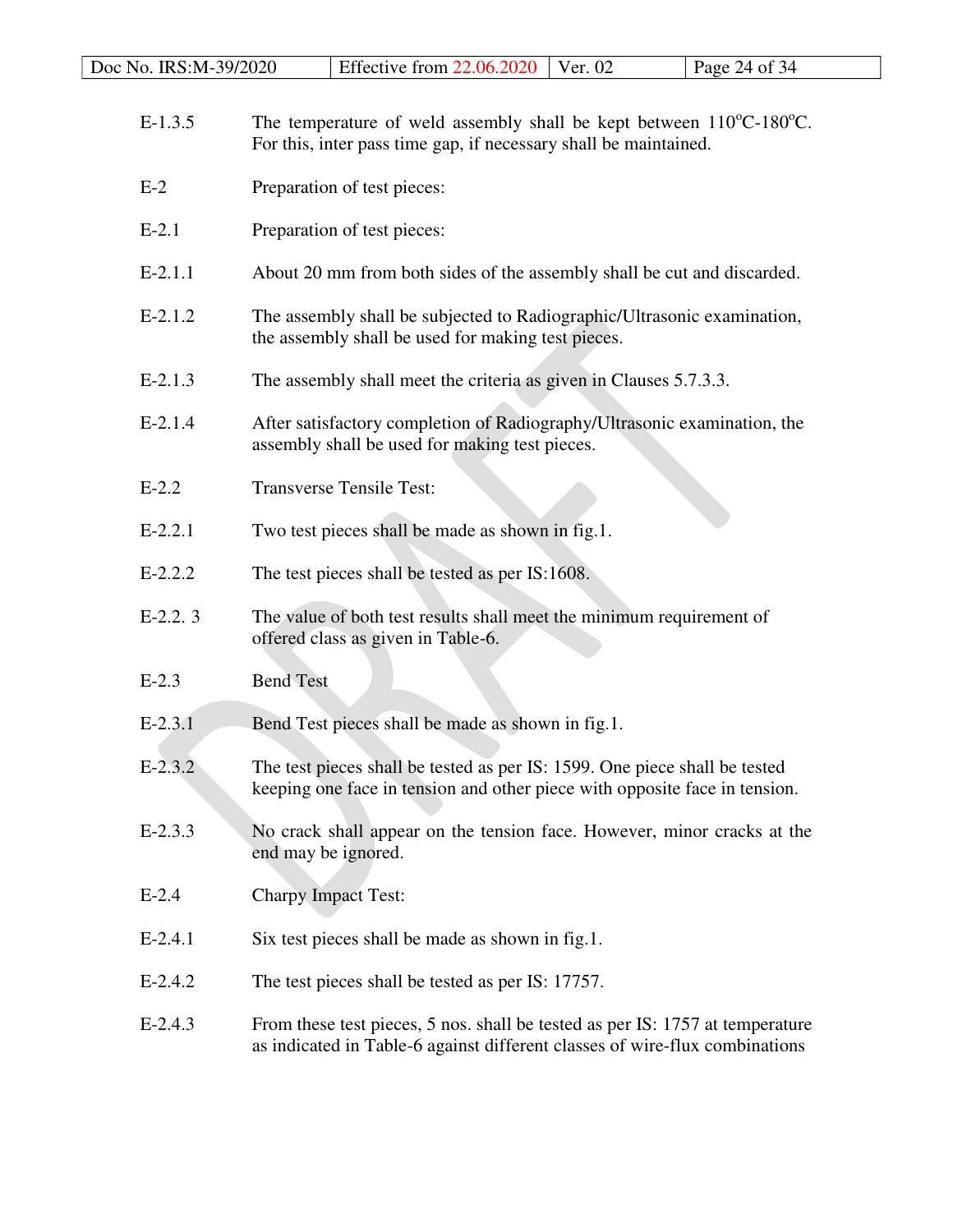| | |
|---|---|
| E-1.3.5 | The temperature of weld assembly shall be kept between 110°C-180°C. For this, inter pass time gap, if necessary shall be maintained. |
| E-2 | Preparation of test pieces: |
| E-2.1 | Preparation of test pieces: |
| E-2.1.1 | About 20 mm from both sides of the assembly shall be cut and discarded. |
| E-2.1.2 | The assembly shall be subjected to Radiographic/Ultrasonic examination, the assembly shall be used for making test pieces. |
| E-2.1.3 | The assembly shall meet the criteria as given in Clauses 5.7.3.3. |
| E-2.1.4 | After satisfactory completion of Radiography/Ultrasonic examination, the assembly shall be used for making test pieces. |
| E-2.2 | Transverse Tensile Test: |
| E-2.2.1 | Two test pieces shall be made as shown in fig.1. |
| E-2.2.2 | The test pieces shall be tested as per IS:1608. |
| E-2.2. 3 | The value of both test results shall meet the minimum requirement of offered class as given in Table-6. |
| E-2.3 | Bend Test |
| E-2.3.1 | Bend Test pieces shall be made as shown in fig.1. |
| E-2.3.2 | The test pieces shall be tested as per IS: 1599. One piece shall be tested keeping one face in tension and other piece with opposite face in tension. |
| E-2.3.3 | No crack shall appear on the tension face. However, minor cracks at the end may be ignored. |
| E-2.4 | Charpy Impact Test: |
| E-2.4.1 | Six test pieces shall be made as shown in fig.1. |
| E-2.4.2 | The test pieces shall be tested as per IS: 17757. |
| E-2.4.3 | From these test pieces, 5 nos. shall be tested as per IS: 1757 at temperature as indicated in Table-6 against different classes of wire-flux combinations |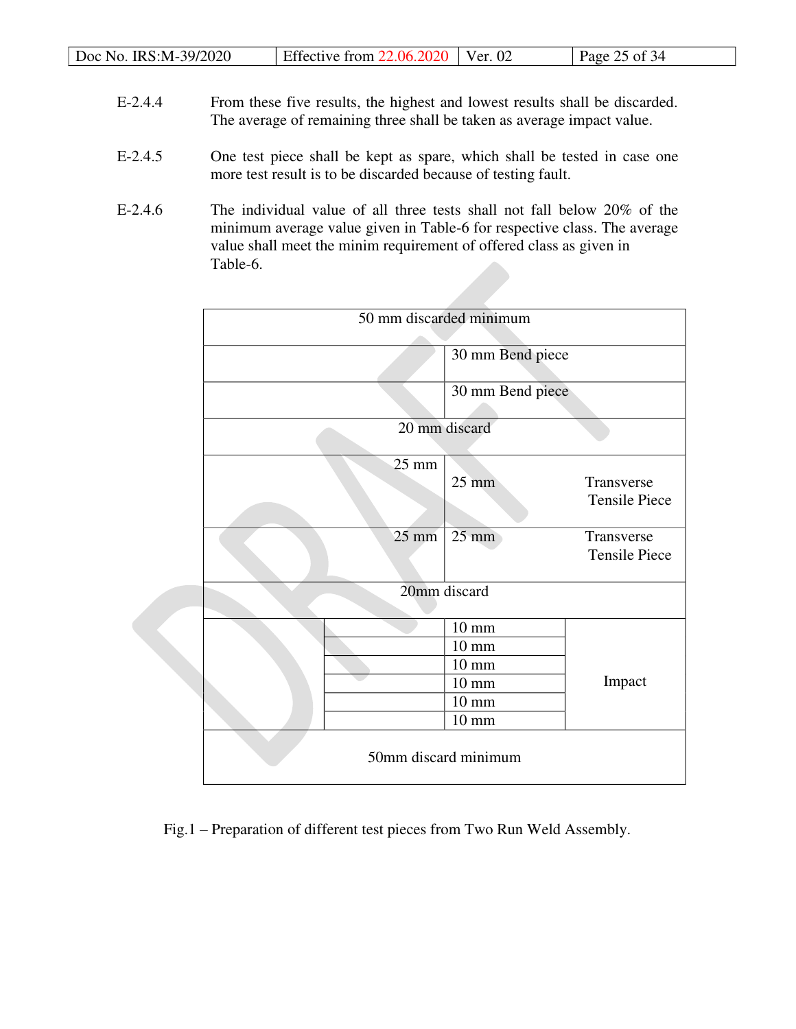E-2.4.4 From these five results, the highest and lowest results shall be discarded. The average of remaining three shall be taken as average impact value.

E-2.4.5 One test piece shall be kept as spare, which shall be tested in case one more test result is to be discarded because of testing fault.

E-2.4.6 The individual value of all three tests shall not fall below 20% of the minimum average value given in Table-6 for respective class. The average value shall meet the minim requirement of offered class as given in Table-6.

| 50 mm discarded minimum | | | |
|---|---|---|---|
| | | 30 mm Bend piece | |
| | | 30 mm Bend piece | |
| 20 mm discard | | | |
| | 25 mm | 25 mm | Transverse Tensile Piece |
| | 25 mm | 25 mm | Transverse Tensile Piece |
| 20mm discard | | | |
| | | 10 mm | Impact |
| | | 10 mm | |
| | | 10 mm | |
| | | 10 mm | |
| | | 10 mm | |
| | | 10 mm | |
| 50mm discard minimum | | | |

Fig.1 – Preparation of different test pieces from Two Run Weld Assembly.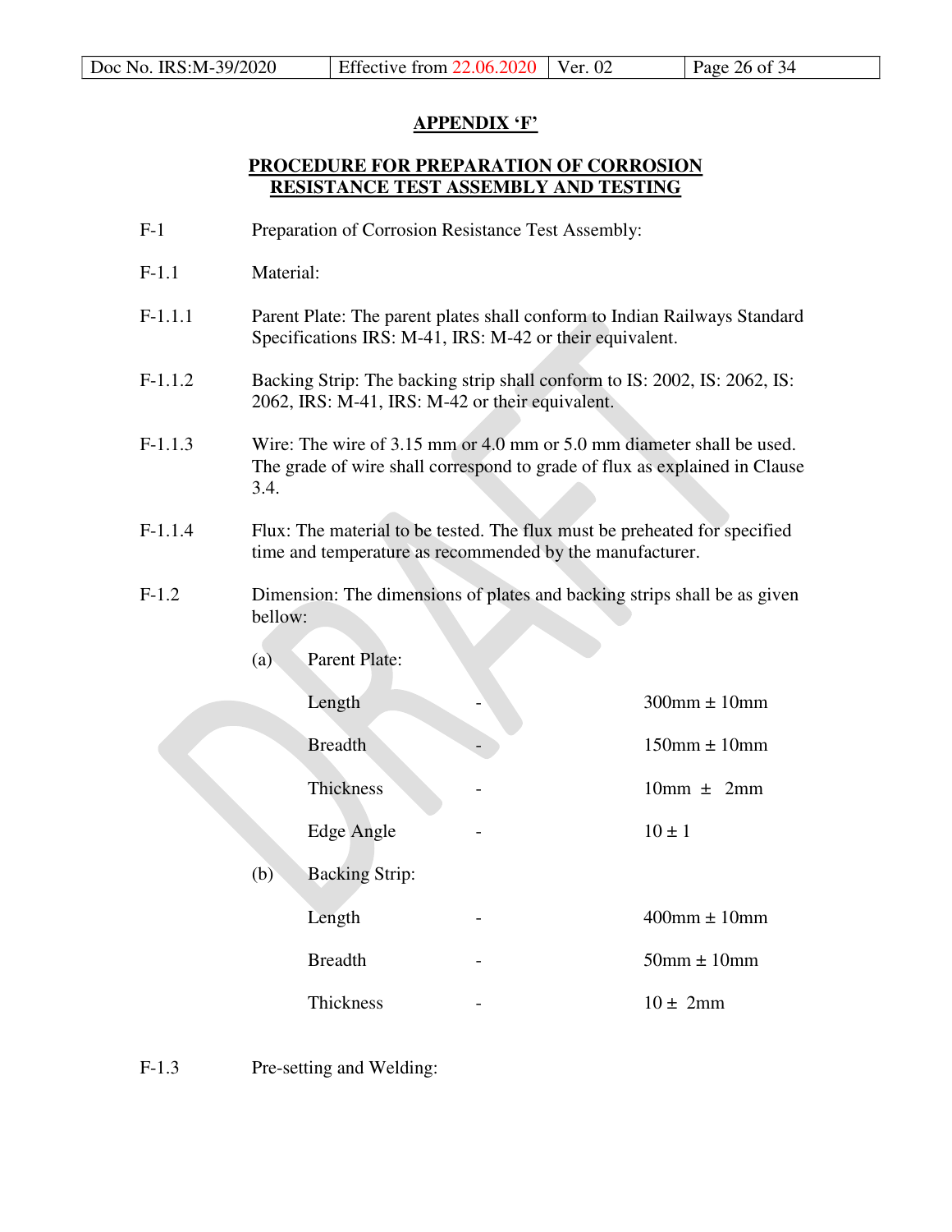## APPENDIX 'F'

## PROCEDURE FOR PREPARATION OF CORROSION RESISTANCE TEST ASSEMBLY AND TESTING

F-1 Preparation of Corrosion Resistance Test Assembly:

F-1.1 Material:

F-1.1.1 Parent Plate: The parent plates shall conform to Indian Railways Standard Specifications IRS: M-41, IRS: M-42 or their equivalent.

F-1.1.2 Backing Strip: The backing strip shall conform to IS: 2002, IS: 2062, IS: 2062, IRS: M-41, IRS: M-42 or their equivalent.

F-1.1.3 Wire: The wire of 3.15 mm or 4.0 mm or 5.0 mm diameter shall be used. The grade of wire shall correspond to grade of flux as explained in Clause 3.4.

F-1.1.4 Flux: The material to be tested. The flux must be preheated for specified time and temperature as recommended by the manufacturer.

F-1.2 Dimension: The dimensions of plates and backing strips shall be as given bellow:

(a) Parent Plate:

| | | |
|---|---|---|
| Length | - | 300mm ± 10mm |
| Breadth | - | 150mm ± 10mm |
| Thickness | - | 10mm ± 2mm |
| Edge Angle | - | 10 ± 1 |

(b) Backing Strip:

| | | |
|---|---|---|
| Length | - | 400mm ± 10mm |
| Breadth | - | 50mm ± 10mm |
| Thickness | - | 10 ± 2mm |

F-1.3 Pre-setting and Welding: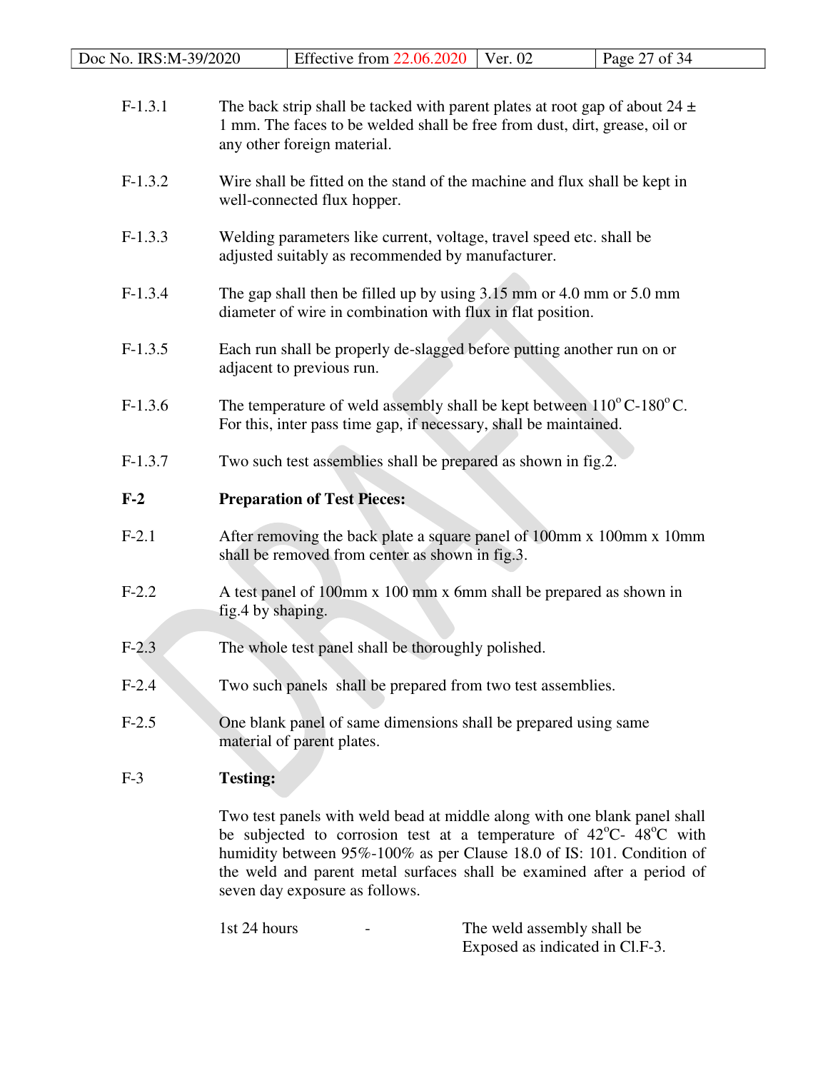F-1.3.1 The back strip shall be tacked with parent plates at root gap of about 24 ± 1 mm. The faces to be welded shall be free from dust, dirt, grease, oil or any other foreign material.

F-1.3.2 Wire shall be fitted on the stand of the machine and flux shall be kept in well-connected flux hopper.

F-1.3.3 Welding parameters like current, voltage, travel speed etc. shall be adjusted suitably as recommended by manufacturer.

F-1.3.4 The gap shall then be filled up by using 3.15 mm or 4.0 mm or 5.0 mm diameter of wire in combination with flux in flat position.

F-1.3.5 Each run shall be properly de-slagged before putting another run on or adjacent to previous run.

F-1.3.6 The temperature of weld assembly shall be kept between 110$^{o}$C-180$^{o}$C. For this, inter pass time gap, if necessary, shall be maintained.

F-1.3.7 Two such test assemblies shall be prepared as shown in fig.2.

**F-2 Preparation of Test Pieces:**

F-2.1 After removing the back plate a square panel of 100mm x 100mm x 10mm shall be removed from center as shown in fig.3.

F-2.2 A test panel of 100mm x 100 mm x 6mm shall be prepared as shown in fig.4 by shaping.

F-2.3 The whole test panel shall be thoroughly polished.

F-2.4 Two such panels shall be prepared from two test assemblies.

F-2.5 One blank panel of same dimensions shall be prepared using same material of parent plates.

F-3 **Testing:**

Two test panels with weld bead at middle along with one blank panel shall be subjected to corrosion test at a temperature of 42$^{o}$C- 48$^{o}$C with humidity between 95%-100% as per Clause 18.0 of IS: 101. Condition of the weld and parent metal surfaces shall be examined after a period of seven day exposure as follows.

1st 24 hours - The weld assembly shall be Exposed as indicated in Cl.F-3.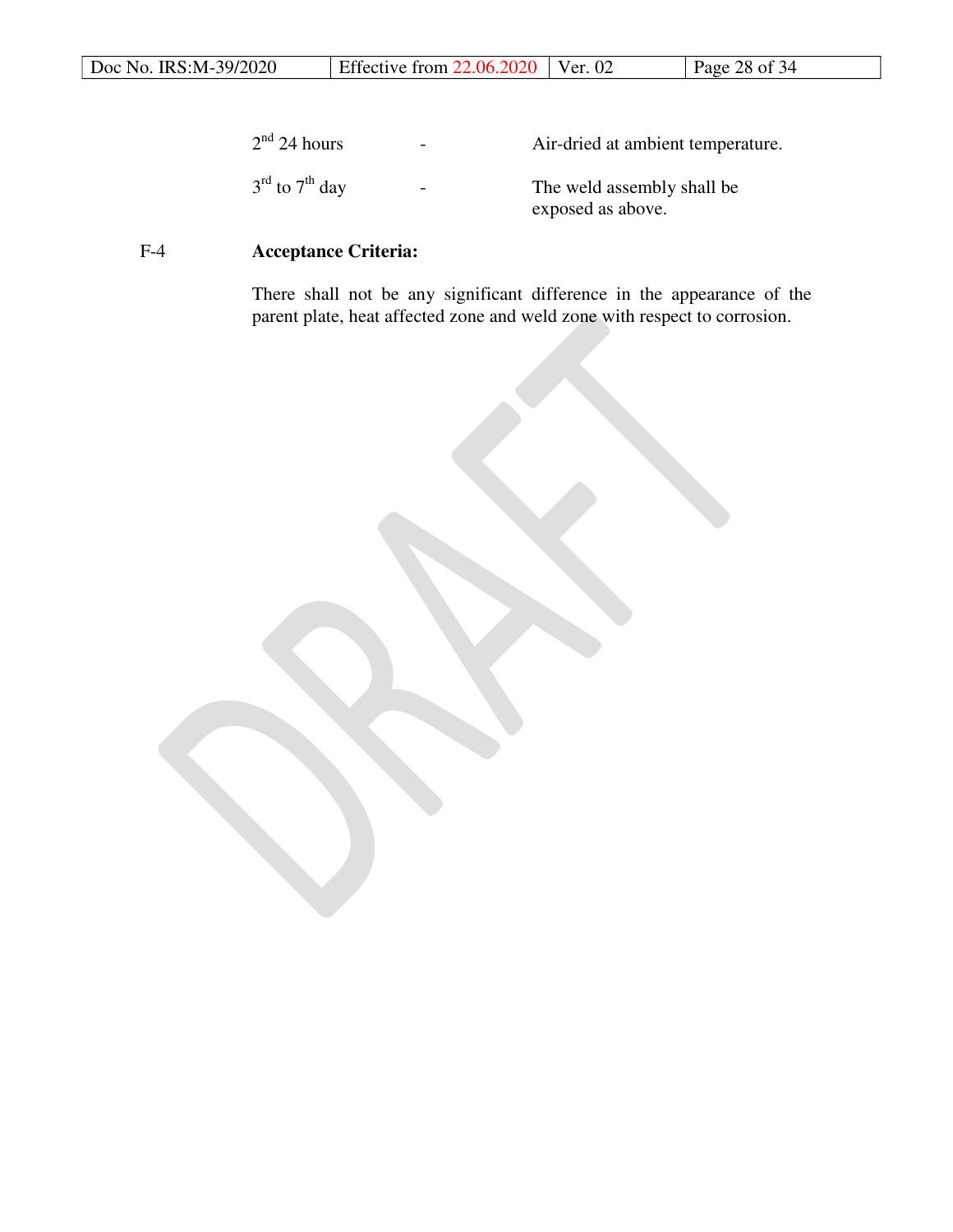| | | |
|---|---|---|
| 2nd 24 hours | - | Air-dried at ambient temperature. |
| 3rd to 7th day | - | The weld assembly shall be exposed as above. |

**F-4 Acceptance Criteria:**

There shall not be any significant difference in the appearance of the parent plate, heat affected zone and weld zone with respect to corrosion.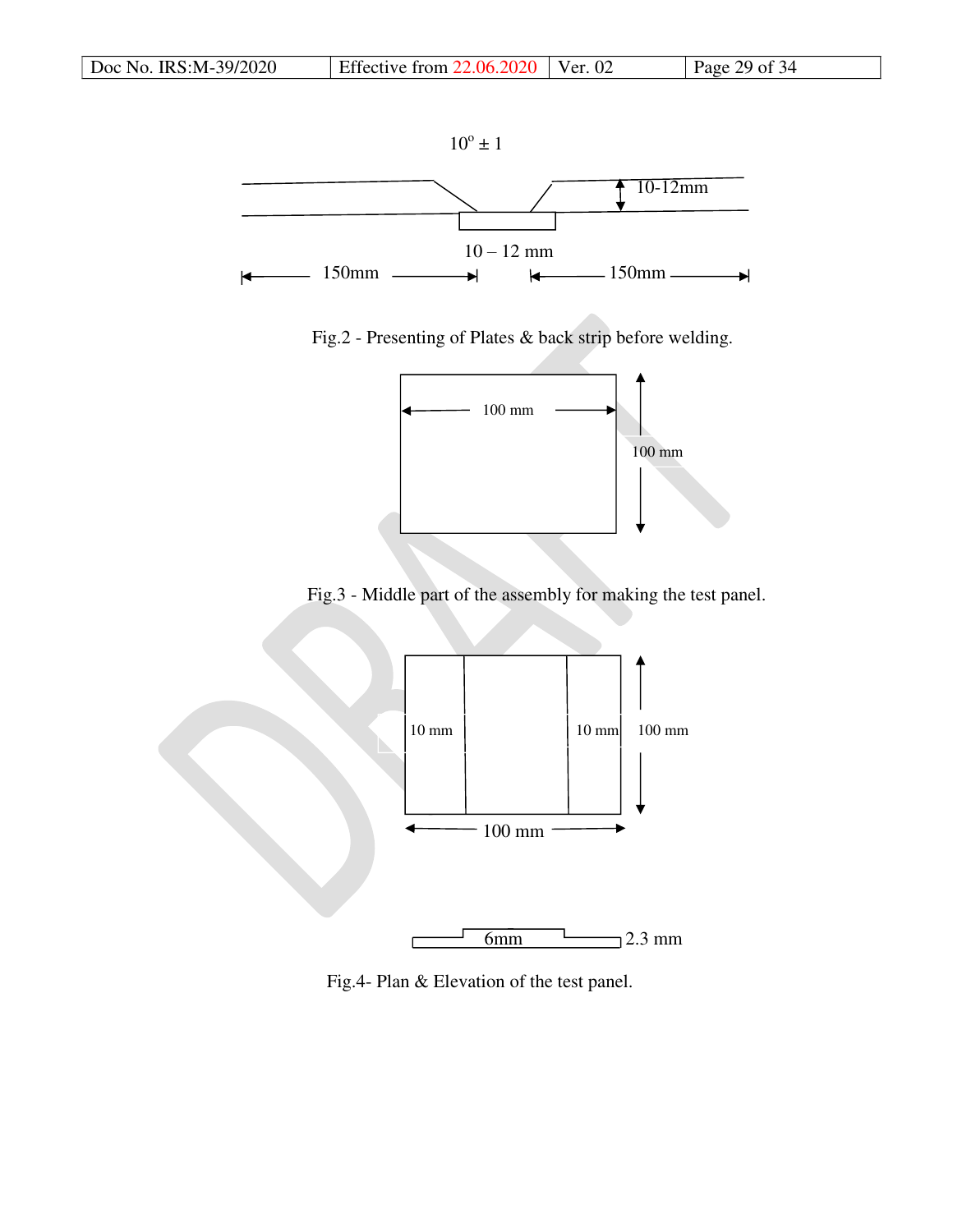$10^o \pm 1$

10-12mm

10 – 12 mm

150mm 150mm

Fig.2 - Presenting of Plates & back strip before welding.

100 mm

100 mm

Fig.3 - Middle part of the assembly for making the test panel.

10 mm 10 mm 100 mm

100 mm

6mm 2.3 mm

Fig.4- Plan & Elevation of the test panel.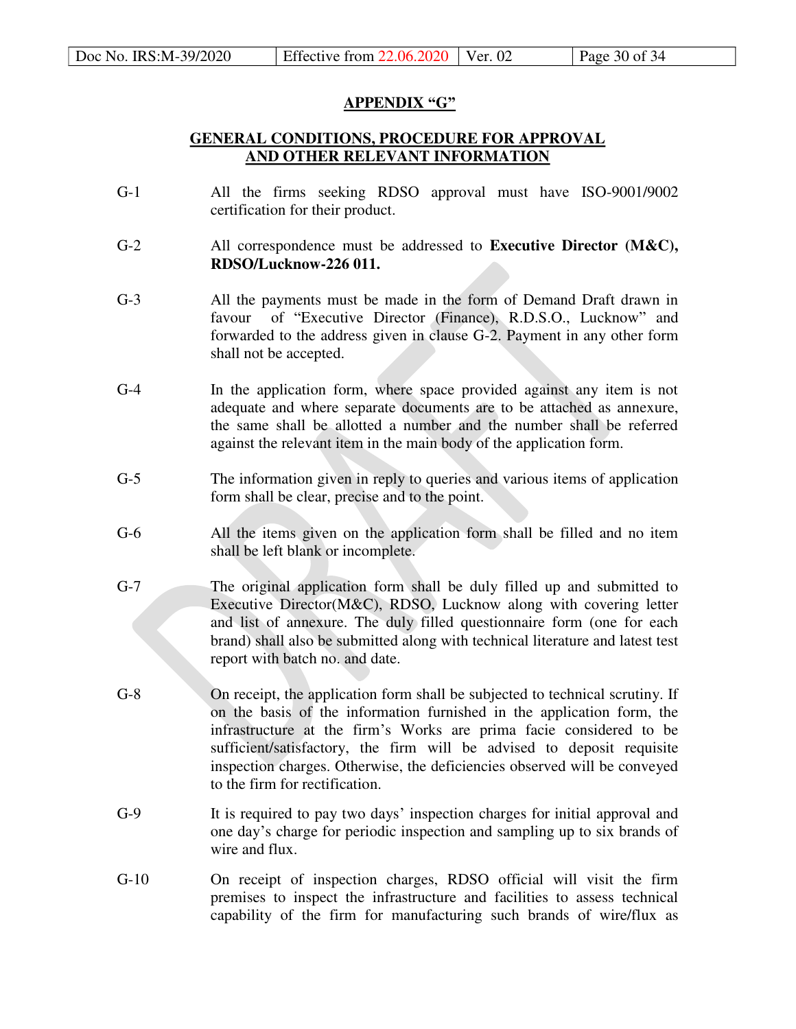## APPENDIX "G"

## GENERAL CONDITIONS, PROCEDURE FOR APPROVAL AND OTHER RELEVANT INFORMATION

G-1 All the firms seeking RDSO approval must have ISO-9001/9002 certification for their product.

G-2 All correspondence must be addressed to **Executive Director (M&C), RDSO/Lucknow-226 011.**

G-3 All the payments must be made in the form of Demand Draft drawn in favour of "Executive Director (Finance), R.D.S.O., Lucknow" and forwarded to the address given in clause G-2. Payment in any other form shall not be accepted.

G-4 In the application form, where space provided against any item is not adequate and where separate documents are to be attached as annexure, the same shall be allotted a number and the number shall be referred against the relevant item in the main body of the application form.

G-5 The information given in reply to queries and various items of application form shall be clear, precise and to the point.

G-6 All the items given on the application form shall be filled and no item shall be left blank or incomplete.

G-7 The original application form shall be duly filled up and submitted to Executive Director(M&C), RDSO, Lucknow along with covering letter and list of annexure. The duly filled questionnaire form (one for each brand) shall also be submitted along with technical literature and latest test report with batch no. and date.

G-8 On receipt, the application form shall be subjected to technical scrutiny. If on the basis of the information furnished in the application form, the infrastructure at the firm's Works are prima facie considered to be sufficient/satisfactory, the firm will be advised to deposit requisite inspection charges. Otherwise, the deficiencies observed will be conveyed to the firm for rectification.

G-9 It is required to pay two days' inspection charges for initial approval and one day's charge for periodic inspection and sampling up to six brands of wire and flux.

G-10 On receipt of inspection charges, RDSO official will visit the firm premises to inspect the infrastructure and facilities to assess technical capability of the firm for manufacturing such brands of wire/flux as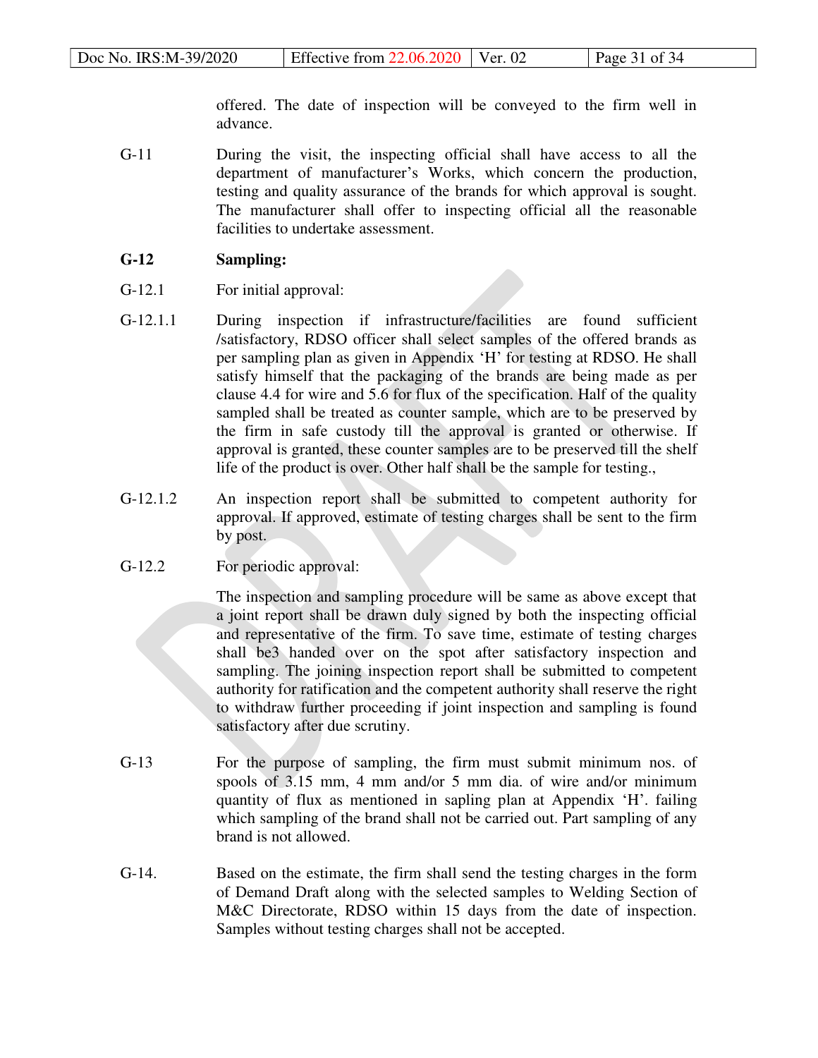offered. The date of inspection will be conveyed to the firm well in advance.

G-11 During the visit, the inspecting official shall have access to all the department of manufacturer's Works, which concern the production, testing and quality assurance of the brands for which approval is sought. The manufacturer shall offer to inspecting official all the reasonable facilities to undertake assessment.

**G-12 Sampling:**

G-12.1 For initial approval:

G-12.1.1 During inspection if infrastructure/facilities are found sufficient /satisfactory, RDSO officer shall select samples of the offered brands as per sampling plan as given in Appendix 'H' for testing at RDSO. He shall satisfy himself that the packaging of the brands are being made as per clause 4.4 for wire and 5.6 for flux of the specification. Half of the quality sampled shall be treated as counter sample, which are to be preserved by the firm in safe custody till the approval is granted or otherwise. If approval is granted, these counter samples are to be preserved till the shelf life of the product is over. Other half shall be the sample for testing.,

G-12.1.2 An inspection report shall be submitted to competent authority for approval. If approved, estimate of testing charges shall be sent to the firm by post.

G-12.2 For periodic approval:

The inspection and sampling procedure will be same as above except that a joint report shall be drawn duly signed by both the inspecting official and representative of the firm. To save time, estimate of testing charges shall be3 handed over on the spot after satisfactory inspection and sampling. The joining inspection report shall be submitted to competent authority for ratification and the competent authority shall reserve the right to withdraw further proceeding if joint inspection and sampling is found satisfactory after due scrutiny.

G-13 For the purpose of sampling, the firm must submit minimum nos. of spools of 3.15 mm, 4 mm and/or 5 mm dia. of wire and/or minimum quantity of flux as mentioned in sapling plan at Appendix 'H'. failing which sampling of the brand shall not be carried out. Part sampling of any brand is not allowed.

G-14. Based on the estimate, the firm shall send the testing charges in the form of Demand Draft along with the selected samples to Welding Section of M&C Directorate, RDSO within 15 days from the date of inspection. Samples without testing charges shall not be accepted.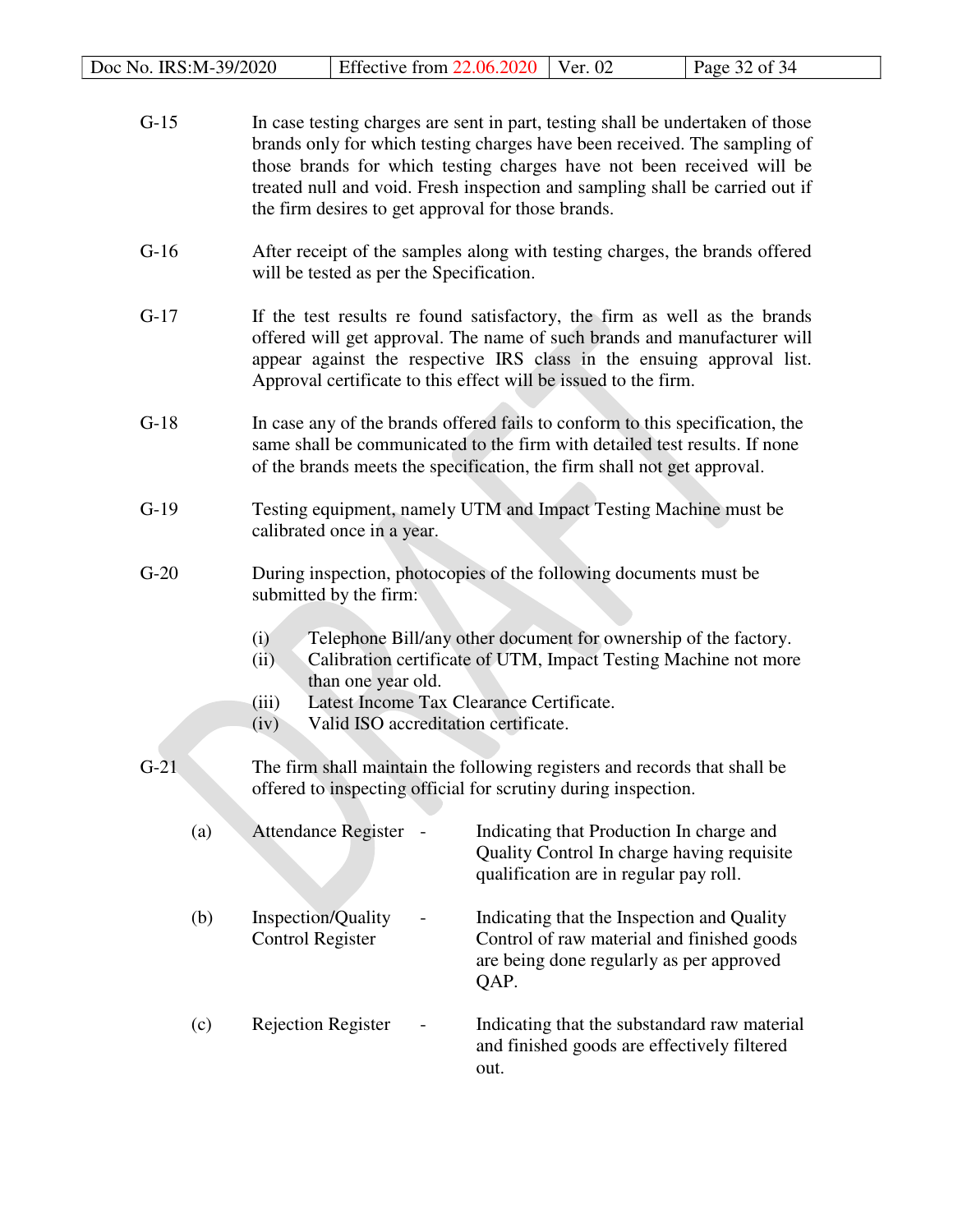G-15 In case testing charges are sent in part, testing shall be undertaken of those brands only for which testing charges have been received. The sampling of those brands for which testing charges have not been received will be treated null and void. Fresh inspection and sampling shall be carried out if the firm desires to get approval for those brands.

G-16 After receipt of the samples along with testing charges, the brands offered will be tested as per the Specification.

G-17 If the test results re found satisfactory, the firm as well as the brands offered will get approval. The name of such brands and manufacturer will appear against the respective IRS class in the ensuing approval list. Approval certificate to this effect will be issued to the firm.

G-18 In case any of the brands offered fails to conform to this specification, the same shall be communicated to the firm with detailed test results. If none of the brands meets the specification, the firm shall not get approval.

G-19 Testing equipment, namely UTM and Impact Testing Machine must be calibrated once in a year.

G-20 During inspection, photocopies of the following documents must be submitted by the firm:

- (i) Telephone Bill/any other document for ownership of the factory.
- (ii) Calibration certificate of UTM, Impact Testing Machine not more than one year old.
- (iii) Latest Income Tax Clearance Certificate.
- (iv) Valid ISO accreditation certificate.

G-21 The firm shall maintain the following registers and records that shall be offered to inspecting official for scrutiny during inspection.

| | | | |
|---|---|---|---|
| (a) | Attendance Register | - | Indicating that Production In charge and Quality Control In charge having requisite qualification are in regular pay roll. |
| (b) | Inspection/Quality Control Register | - | Indicating that the Inspection and Quality Control of raw material and finished goods are being done regularly as per approved QAP. |
| (c) | Rejection Register | - | Indicating that the substandard raw material and finished goods are effectively filtered out. |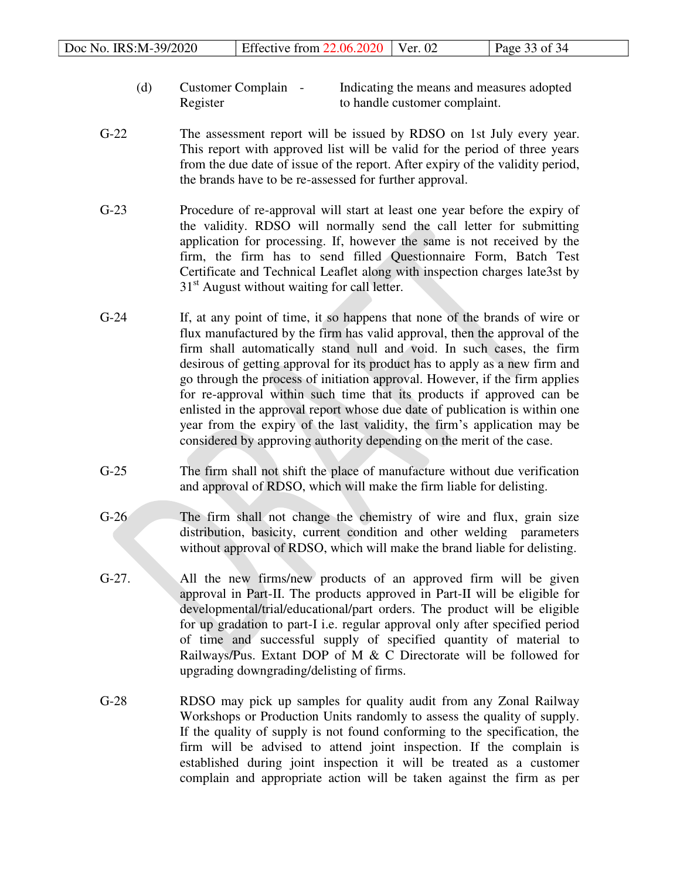(d) Customer Complain Register - Indicating the means and measures adopted to handle customer complaint.

G-22 The assessment report will be issued by RDSO on 1st July every year. This report with approved list will be valid for the period of three years from the due date of issue of the report. After expiry of the validity period, the brands have to be re-assessed for further approval.

G-23 Procedure of re-approval will start at least one year before the expiry of the validity. RDSO will normally send the call letter for submitting application for processing. If, however the same is not received by the firm, the firm has to send filled Questionnaire Form, Batch Test Certificate and Technical Leaflet along with inspection charges late3st by 31st August without waiting for call letter.

G-24 If, at any point of time, it so happens that none of the brands of wire or flux manufactured by the firm has valid approval, then the approval of the firm shall automatically stand null and void. In such cases, the firm desirous of getting approval for its product has to apply as a new firm and go through the process of initiation approval. However, if the firm applies for re-approval within such time that its products if approved can be enlisted in the approval report whose due date of publication is within one year from the expiry of the last validity, the firm's application may be considered by approving authority depending on the merit of the case.

G-25 The firm shall not shift the place of manufacture without due verification and approval of RDSO, which will make the firm liable for delisting.

G-26 The firm shall not change the chemistry of wire and flux, grain size distribution, basicity, current condition and other welding parameters without approval of RDSO, which will make the brand liable for delisting.

G-27. All the new firms/new products of an approved firm will be given approval in Part-II. The products approved in Part-II will be eligible for developmental/trial/educational/part orders. The product will be eligible for up gradation to part-I i.e. regular approval only after specified period of time and successful supply of specified quantity of material to Railways/Pus. Extant DOP of M & C Directorate will be followed for upgrading downgrading/delisting of firms.

G-28 RDSO may pick up samples for quality audit from any Zonal Railway Workshops or Production Units randomly to assess the quality of supply. If the quality of supply is not found conforming to the specification, the firm will be advised to attend joint inspection. If the complain is established during joint inspection it will be treated as a customer complain and appropriate action will be taken against the firm as per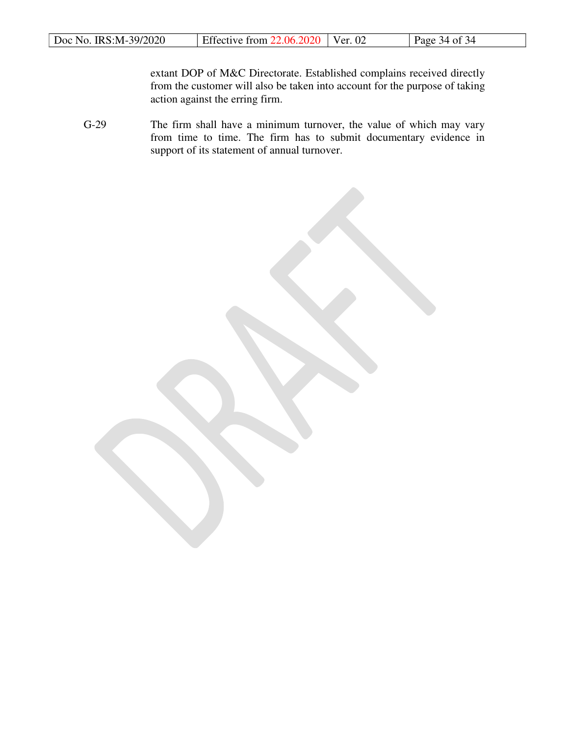extant DOP of M&C Directorate. Established complains received directly from the customer will also be taken into account for the purpose of taking action against the erring firm.

G-29 The firm shall have a minimum turnover, the value of which may vary from time to time. The firm has to submit documentary evidence in support of its statement of annual turnover.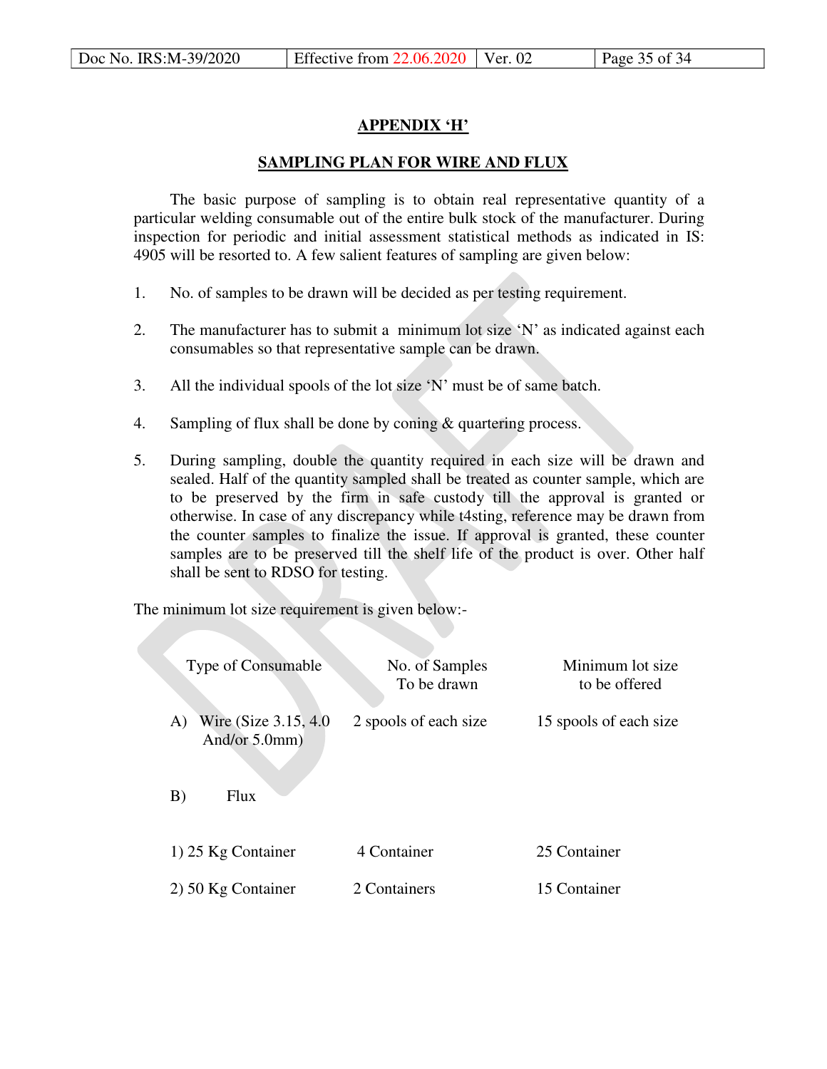## APPENDIX 'H'

## SAMPLING PLAN FOR WIRE AND FLUX

The basic purpose of sampling is to obtain real representative quantity of a particular welding consumable out of the entire bulk stock of the manufacturer. During inspection for periodic and initial assessment statistical methods as indicated in IS: 4905 will be resorted to. A few salient features of sampling are given below:

1. No. of samples to be drawn will be decided as per testing requirement.
2. The manufacturer has to submit a minimum lot size 'N' as indicated against each consumables so that representative sample can be drawn.
3. All the individual spools of the lot size 'N' must be of same batch.
4. Sampling of flux shall be done by coning & quartering process.
5. During sampling, double the quantity required in each size will be drawn and sealed. Half of the quantity sampled shall be treated as counter sample, which are to be preserved by the firm in safe custody till the approval is granted or otherwise. In case of any discrepancy while t4sting, reference may be drawn from the counter samples to finalize the issue. If approval is granted, these counter samples are to be preserved till the shelf life of the product is over. Other half shall be sent to RDSO for testing.

The minimum lot size requirement is given below:-

| Type of Consumable | No. of Samples To be drawn | Minimum lot size to be offered |
|---|---|---|
| A) Wire (Size 3.15, 4.0 And/or 5.0mm) | 2 spools of each size | 15 spools of each size |
| B) Flux | | |
| 1) 25 Kg Container | 4 Container | 25 Container |
| 2) 50 Kg Container | 2 Containers | 15 Container |